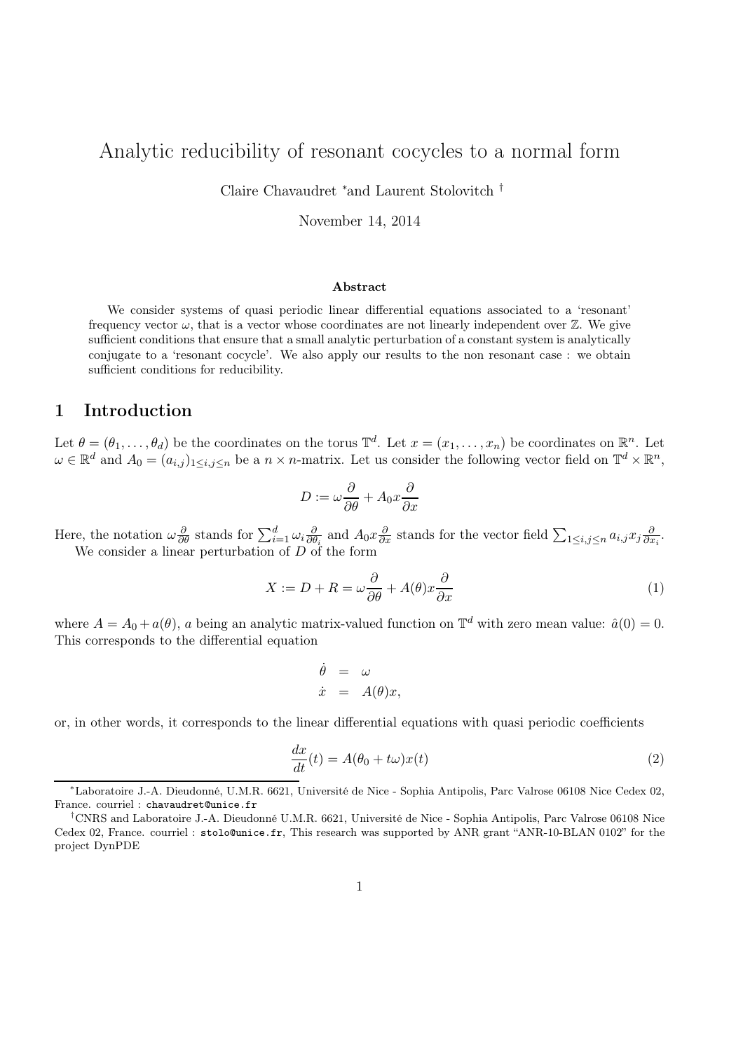# Analytic reducibility of resonant cocycles to a normal form

Claire Chavaudret [*] and Laurent Stolovitch [†]

November 14, 2014

### Abstract

We consider systems of quasi periodic linear differential equations associated to a 'resonant' frequency vector $\omega$, that is a vector whose coordinates are not linearly independent over $\mathbb{Z}$. We give sufficient conditions that ensure that a small analytic perturbation of a constant system is analytically conjugate to a 'resonant cocycle'. We also apply our results to the non resonant case : we obtain sufficient conditions for reducibility.

## 1 Introduction

Let $\theta = (\theta_1, \ldots, \theta_d)$ be the coordinates on the torus $\mathbb{T}^d$. Let $x = (x_1, \ldots, x_n)$ be coordinates on $\mathbb{R}^n$. Let $\omega \in \mathbb{R}^d$ and $A_0 = (a_{i,j})_{1\leq i,j\leq n}$ be a $n \times n$-matrix. Let us consider the following vector field on $\mathbb{T}^d \times \mathbb{R}^n$,

$$D := \omega \frac{\partial}{\partial \theta} + A_0 x \frac{\partial}{\partial x}$$

Here, the notation $\omega \frac{\partial}{\partial \theta}$ stands for $\sum_{i=1}^{d} \omega_i \frac{\partial}{\partial \theta_i}$ and $A_0 x \frac{\partial}{\partial x}$ stands for the vector field $\sum_{1\leq i,j\leq n} a_{i,j} x_j \frac{\partial}{\partial x_i}$.

We consider a linear perturbation of $D$ of the form

$$X := D + R = \omega \frac{\partial}{\partial \theta} + A(\theta) x \frac{\partial}{\partial x} \tag{1}$$

where $A = A_0 + a(\theta)$, $a$ being an analytic matrix-valued function on $\mathbb{T}^d$ with zero mean value: $\hat{a}(0) = 0$. This corresponds to the differential equation

$$\begin{aligned} \dot{\theta} &= \omega \\ \dot{x} &= A(\theta) x, \end{aligned}$$

or, in other words, it corresponds to the linear differential equations with quasi periodic coefficients

$$\frac{dx}{dt}(t) = A(\theta_0 + t\omega) x(t) \tag{2}$$

---

[*] Laboratoire J.-A. Dieudonné, U.M.R. 6621, Université de Nice - Sophia Antipolis, Parc Valrose 06108 Nice Cedex 02, France. courriel : chavaudret@unice.fr

[†] CNRS and Laboratoire J.-A. Dieudonné U.M.R. 6621, Université de Nice - Sophia Antipolis, Parc Valrose 06108 Nice Cedex 02, France. courriel : stolo@unice.fr, This research was supported by ANR grant "ANR-10-BLAN 0102" for the project DynPDE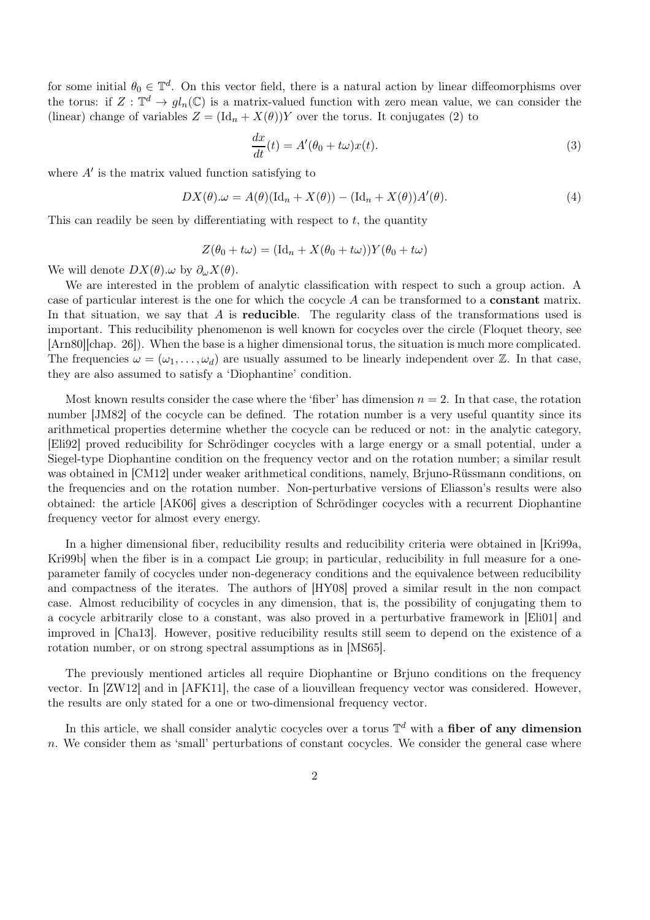for some initial $\theta_0 \in \mathbb{T}^d$. On this vector field, there is a natural action by linear diffeomorphisms over the torus: if $Z : \mathbb{T}^d \to gl_n(\mathbb{C})$ is a matrix-valued function with zero mean value, we can consider the (linear) change of variables $Z = (\mathrm{Id}_n + X(\theta))Y$ over the torus. It conjugates (2) to

$$\frac{dx}{dt}(t) = A'(\theta_0 + t\omega)x(t). \tag{3}$$

where $A'$ is the matrix valued function satisfying to

$$DX(\theta).\omega = A(\theta)(\mathrm{Id}_n + X(\theta)) - (\mathrm{Id}_n + X(\theta))A'(\theta). \tag{4}$$

This can readily be seen by differentiating with respect to $t$, the quantity

$$Z(\theta_0 + t\omega) = (\mathrm{Id}_n + X(\theta_0 + t\omega))Y(\theta_0 + t\omega)$$

We will denote $DX(\theta).\omega$ by $\partial_\omega X(\theta)$.

We are interested in the problem of analytic classification with respect to such a group action. A case of particular interest is the one for which the cocycle $A$ can be transformed to a **constant** matrix. In that situation, we say that $A$ is **reducible**. The regularity class of the transformations used is important. This reducibility phenomenon is well known for cocycles over the circle (Floquet theory, see [Arn80][chap. 26]). When the base is a higher dimensional torus, the situation is much more complicated. The frequencies $\omega = (\omega_1, \dots, \omega_d)$ are usually assumed to be linearly independent over $\mathbb{Z}$. In that case, they are also assumed to satisfy a 'Diophantine' condition.

Most known results consider the case where the 'fiber' has dimension $n = 2$. In that case, the rotation number [JM82] of the cocycle can be defined. The rotation number is a very useful quantity since its arithmetical properties determine whether the cocycle can be reduced or not: in the analytic category, [Eli92] proved reducibility for Schrödinger cocycles with a large energy or a small potential, under a Siegel-type Diophantine condition on the frequency vector and on the rotation number; a similar result was obtained in [CM12] under weaker arithmetical conditions, namely, Brjuno-Rüssmann conditions, on the frequencies and on the rotation number. Non-perturbative versions of Eliasson's results were also obtained: the article [AK06] gives a description of Schrödinger cocycles with a recurrent Diophantine frequency vector for almost every energy.

In a higher dimensional fiber, reducibility results and reducibility criteria were obtained in [Kri99a, Kri99b] when the fiber is in a compact Lie group; in particular, reducibility in full measure for a one-parameter family of cocycles under non-degeneracy conditions and the equivalence between reducibility and compactness of the iterates. The authors of [HY08] proved a similar result in the non compact case. Almost reducibility of cocycles in any dimension, that is, the possibility of conjugating them to a cocycle arbitrarily close to a constant, was also proved in a perturbative framework in [Eli01] and improved in [Cha13]. However, positive reducibility results still seem to depend on the existence of a rotation number, or on strong spectral assumptions as in [MS65].

The previously mentioned articles all require Diophantine or Brjuno conditions on the frequency vector. In [ZW12] and in [AFK11], the case of a liouvillean frequency vector was considered. However, the results are only stated for a one or two-dimensional frequency vector.

In this article, we shall consider analytic cocycles over a torus $\mathbb{T}^d$ with a **fiber of any dimension** $n$. We consider them as 'small' perturbations of constant cocycles. We consider the general case where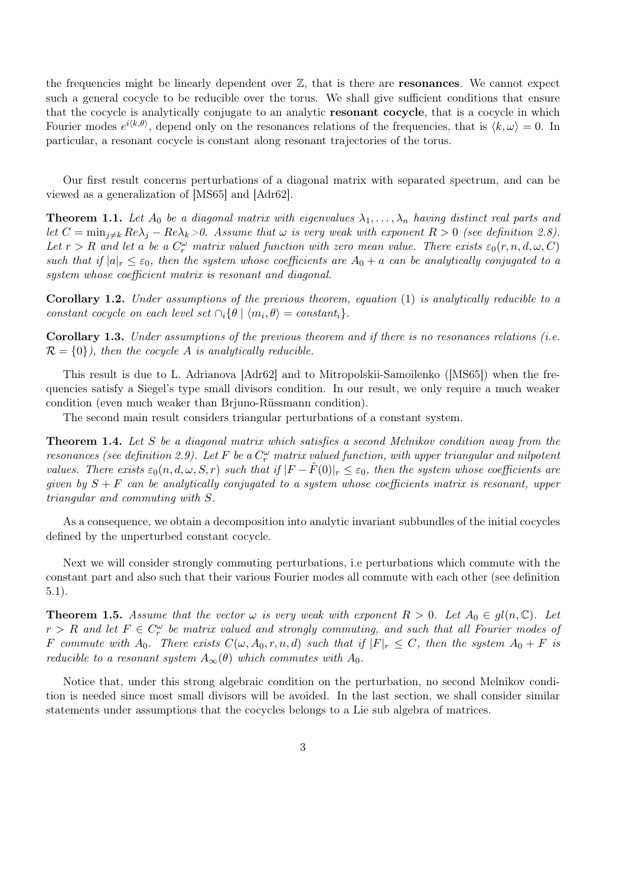the frequencies might be linearly dependent over $\mathbb{Z}$, that is there are **resonances**. We cannot expect such a general cocycle to be reducible over the torus. We shall give sufficient conditions that ensure that the cocycle is analytically conjugate to an analytic **resonant cocycle**, that is a cocycle in which Fourier modes $e^{i\langle k,\theta\rangle}$, depend only on the resonances relations of the frequencies, that is $\langle k,\omega\rangle = 0$. In particular, a resonant cocycle is constant along resonant trajectories of the torus.

Our first result concerns perturbations of a diagonal matrix with separated spectrum, and can be viewed as a generalization of [MS65] and [Adr62].

**Theorem 1.1.** *Let $A_0$ be a diagonal matrix with eigenvalues $\lambda_1, \ldots, \lambda_n$ having distinct real parts and let $C = \min_{j\neq k} Re\lambda_j - Re\lambda_k > 0$. Assume that $\omega$ is very weak with exponent $R > 0$ (see definition 2.8). Let $r > R$ and let $a$ be a $C^\omega_r$ matrix valued function with zero mean value. There exists $\varepsilon_0(r, n, d, \omega, C)$ such that if $|a|_r \leq \varepsilon_0$, then the system whose coefficients are $A_0 + a$ can be analytically conjugated to a system whose coefficient matrix is resonant and diagonal.*

**Corollary 1.2.** *Under assumptions of the previous theorem, equation* (1) *is analytically reducible to a constant cocycle on each level set $\cap_i\{\theta \mid \langle m_i, \theta\rangle = constant_i\}$.*

**Corollary 1.3.** *Under assumptions of the previous theorem and if there is no resonances relations (i.e. $\mathcal{R} = \{0\}$), then the cocycle $A$ is analytically reducible.*

This result is due to L. Adrianova [Adr62] and to Mitropolskii-Samoilenko ([MS65]) when the frequencies satisfy a Siegel's type small divisors condition. In our result, we only require a much weaker condition (even much weaker than Brjuno-Rüssmann condition).

The second main result considers triangular perturbations of a constant system.

**Theorem 1.4.** *Let $S$ be a diagonal matrix which satisfies a second Melnikov condition away from the resonances (see definition 2.9). Let $F$ be a $C^\omega_r$ matrix valued function, with upper triangular and nilpotent values. There exists $\varepsilon_0(n, d, \omega, S, r)$ such that if $|F - \hat{F}(0)|_r \leq \varepsilon_0$, then the system whose coefficients are given by $S + F$ can be analytically conjugated to a system whose coefficients matrix is resonant, upper triangular and commuting with $S$.*

As a consequence, we obtain a decomposition into analytic invariant subbundles of the initial cocycles defined by the unperturbed constant cocycle.

Next we will consider strongly commuting perturbations, i.e perturbations which commute with the constant part and also such that their various Fourier modes all commute with each other (see definition 5.1).

**Theorem 1.5.** *Assume that the vector $\omega$ is very weak with exponent $R > 0$. Let $A_0 \in gl(n, \mathbb{C})$. Let $r > R$ and let $F \in C^\omega_r$ be matrix valued and strongly commuting, and such that all Fourier modes of $F$ commute with $A_0$. There exists $C(\omega, A_0, r, n, d)$ such that if $|F|_r \leq C$, then the system $A_0 + F$ is reducible to a resonant system $A_\infty(\theta)$ which commutes with $A_0$.*

Notice that, under this strong algebraic condition on the perturbation, no second Melnikov condition is needed since most small divisors will be avoided. In the last section, we shall consider similar statements under assumptions that the cocycles belongs to a Lie sub algebra of matrices.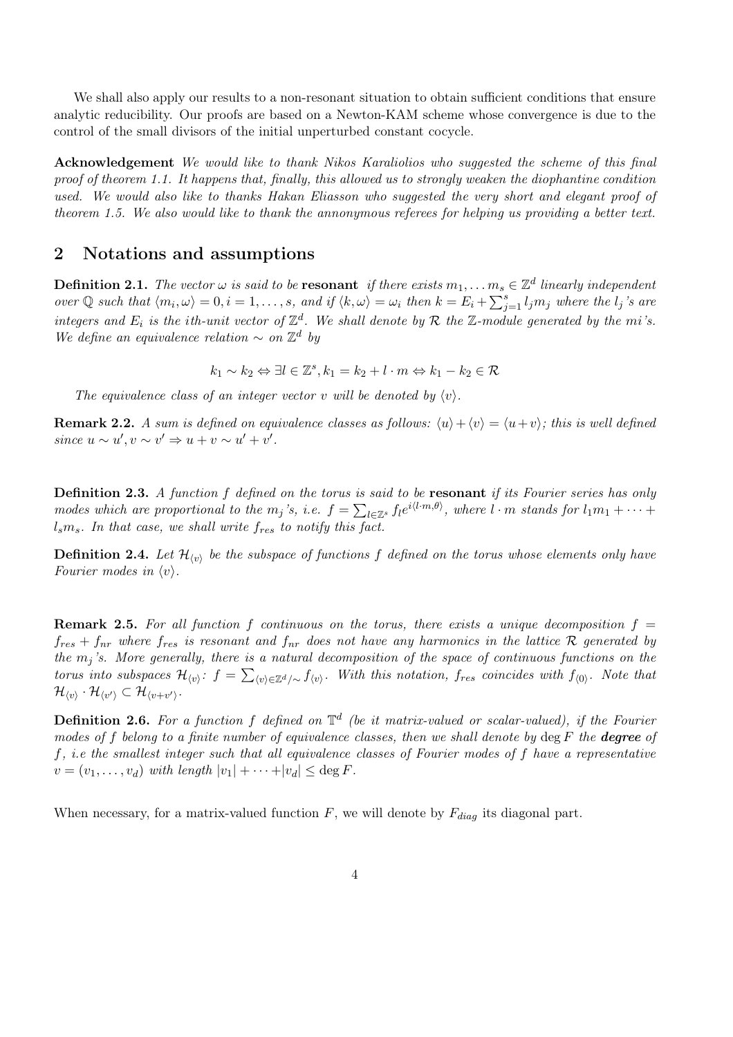We shall also apply our results to a non-resonant situation to obtain sufficient conditions that ensure analytic reducibility. Our proofs are based on a Newton-KAM scheme whose convergence is due to the control of the small divisors of the initial unperturbed constant cocycle.

**Acknowledgement** *We would like to thank Nikos Karaliolios who suggested the scheme of this final proof of theorem 1.1. It happens that, finally, this allowed us to strongly weaken the diophantine condition used. We would also like to thanks Hakan Eliasson who suggested the very short and elegant proof of theorem 1.5. We also would like to thank the annonymous referees for helping us providing a better text.*

## 2 Notations and assumptions

**Definition 2.1.** *The vector $\omega$ is said to be* **resonant** *if there exists $m_1, \dots m_s \in \mathbb{Z}^d$ linearly independent over $\mathbb{Q}$ such that $\langle m_i, \omega \rangle = 0, i = 1, \dots, s$, and if $\langle k, \omega \rangle = \omega_i$ then $k = E_i + \sum_{j=1}^{s} l_j m_j$ where the $l_j$'s are integers and $E_i$ is the ith-unit vector of $\mathbb{Z}^d$. We shall denote by $\mathcal{R}$ the $\mathbb{Z}$-module generated by the mi's. We define an equivalence relation $\sim$ on $\mathbb{Z}^d$ by*

$$k_1 \sim k_2 \Leftrightarrow \exists l \in \mathbb{Z}^s, k_1 = k_2 + l \cdot m \Leftrightarrow k_1 - k_2 \in \mathcal{R}$$

*The equivalence class of an integer vector $v$ will be denoted by $\langle v \rangle$.*

**Remark 2.2.** *A sum is defined on equivalence classes as follows: $\langle u \rangle + \langle v \rangle = \langle u + v \rangle$; this is well defined since $u \sim u', v \sim v' \Rightarrow u + v \sim u' + v'$.*

**Definition 2.3.** *A function $f$ defined on the torus is said to be* **resonant** *if its Fourier series has only modes which are proportional to the $m_j$'s, i.e. $f = \sum_{l \in \mathbb{Z}^s} f_l e^{i \langle l \cdot m, \theta \rangle}$, where $l \cdot m$ stands for $l_1 m_1 + \cdots + l_s m_s$. In that case, we shall write $f_{res}$ to notify this fact.*

**Definition 2.4.** *Let $\mathcal{H}_{\langle v \rangle}$ be the subspace of functions $f$ defined on the torus whose elements only have Fourier modes in $\langle v \rangle$.*

**Remark 2.5.** *For all function $f$ continuous on the torus, there exists a unique decomposition $f = f_{res} + f_{nr}$ where $f_{res}$ is resonant and $f_{nr}$ does not have any harmonics in the lattice $\mathcal{R}$ generated by the $m_j$'s. More generally, there is a natural decomposition of the space of continuous functions on the torus into subspaces $\mathcal{H}_{\langle v \rangle}$: $f = \sum_{\langle v \rangle \in \mathbb{Z}^d / \sim} f_{\langle v \rangle}$. With this notation, $f_{res}$ coincides with $f_{\langle 0 \rangle}$. Note that $\mathcal{H}_{\langle v \rangle} \cdot \mathcal{H}_{\langle v' \rangle} \subset \mathcal{H}_{\langle v + v' \rangle}$.*

**Definition 2.6.** *For a function $f$ defined on $\mathbb{T}^d$ (be it matrix-valued or scalar-valued), if the Fourier modes of $f$ belong to a finite number of equivalence classes, then we shall denote by $\deg F$ the* ***degree*** *of $f$, i.e the smallest integer such that all equivalence classes of Fourier modes of $f$ have a representative $v = (v_1, \dots, v_d)$ with length $|v_1| + \cdots + |v_d| \leq \deg F$.*

When necessary, for a matrix-valued function $F$, we will denote by $F_{diag}$ its diagonal part.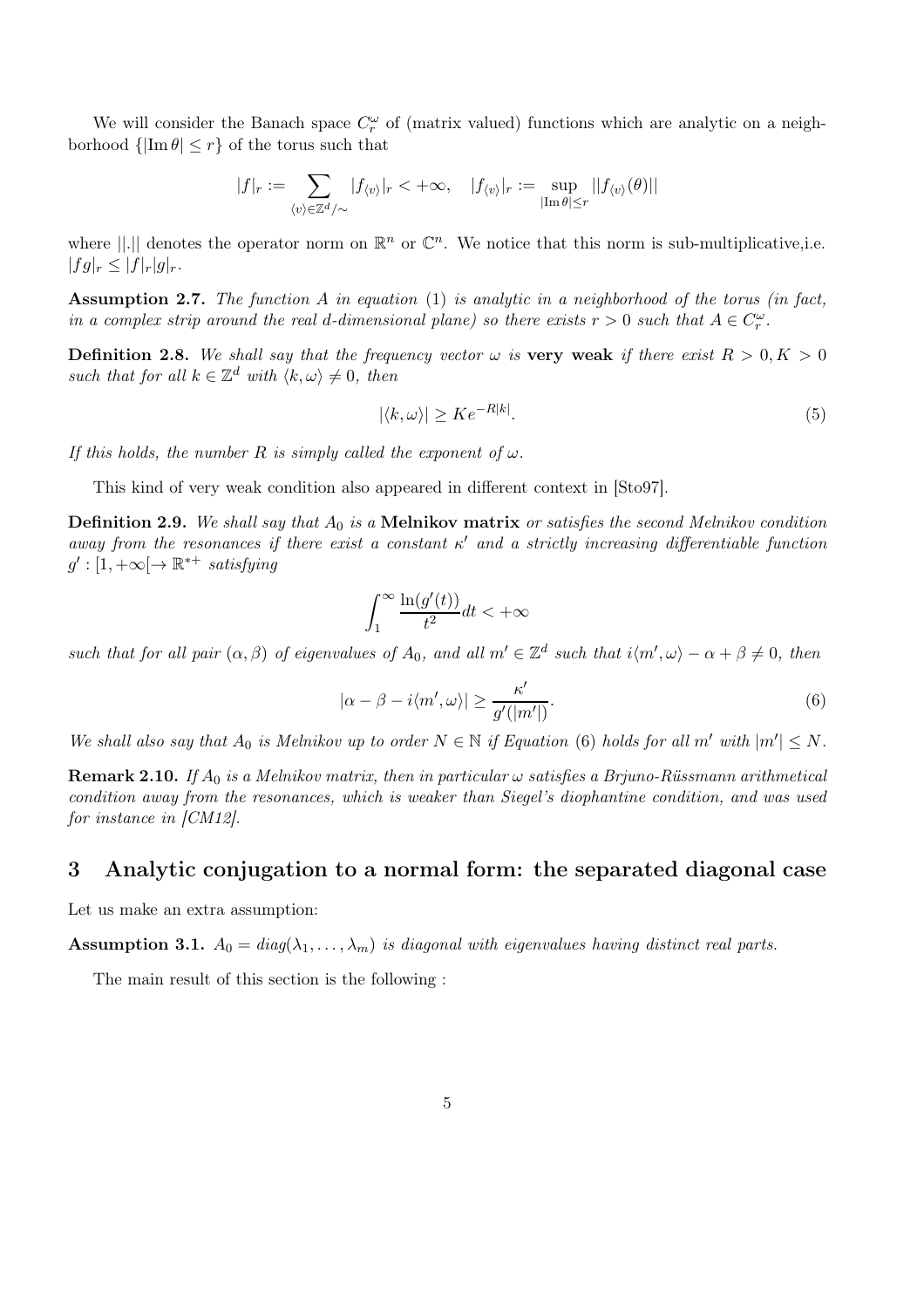We will consider the Banach space $C_r^\omega$ of (matrix valued) functions which are analytic on a neighborhood $\{|\mathrm{Im}\,\theta| \leq r\}$ of the torus such that

$$|f|_r := \sum_{\langle v\rangle \in \mathbb{Z}^d/\sim} |f_{\langle v\rangle}|_r < +\infty, \quad |f_{\langle v\rangle}|_r := \sup_{|\mathrm{Im}\,\theta|\leq r} ||f_{\langle v\rangle}(\theta)||$$

where $||.||$ denotes the operator norm on $\mathbb{R}^n$ or $\mathbb{C}^n$. We notice that this norm is sub-multiplicative,i.e. $|fg|_r \leq |f|_r |g|_r$.

**Assumption 2.7.** *The function $A$ in equation (1) is analytic in a neighborhood of the torus (in fact, in a complex strip around the real $d$-dimensional plane) so there exists $r > 0$ such that $A \in C_r^\omega$.*

**Definition 2.8.** *We shall say that the frequency vector $\omega$ is* **very weak** *if there exist $R > 0, K > 0$ such that for all $k \in \mathbb{Z}^d$ with $\langle k, \omega\rangle \neq 0$, then*

$$|\langle k, \omega\rangle| \geq K e^{-R|k|}. \tag{5}$$

*If this holds, the number $R$ is simply called the exponent of $\omega$.*

This kind of very weak condition also appeared in different context in [Sto97].

**Definition 2.9.** *We shall say that $A_0$ is a* **Melnikov matrix** *or satisfies the second Melnikov condition away from the resonances if there exist a constant $\kappa'$ and a strictly increasing differentiable function $g' : [1, +\infty[ \to \mathbb{R}^{*+}$ satisfying*

$$\int_1^\infty \frac{\ln(g'(t))}{t^2} dt < +\infty$$

*such that for all pair $(\alpha, \beta)$ of eigenvalues of $A_0$, and all $m' \in \mathbb{Z}^d$ such that $i\langle m', \omega\rangle - \alpha + \beta \neq 0$, then*

$$|\alpha - \beta - i\langle m', \omega\rangle| \geq \frac{\kappa'}{g'(|m'|)}. \tag{6}$$

*We shall also say that $A_0$ is Melnikov up to order $N \in \mathbb{N}$ if Equation (6) holds for all $m'$ with $|m'| \leq N$.*

**Remark 2.10.** *If $A_0$ is a Melnikov matrix, then in particular $\omega$ satisfies a Brjuno-Rüssmann arithmetical condition away from the resonances, which is weaker than Siegel's diophantine condition, and was used for instance in [CM12].*

# 3 Analytic conjugation to a normal form: the separated diagonal case

Let us make an extra assumption:

**Assumption 3.1.** *$A_0 = diag(\lambda_1, \ldots, \lambda_m)$ is diagonal with eigenvalues having distinct real parts.*

The main result of this section is the following :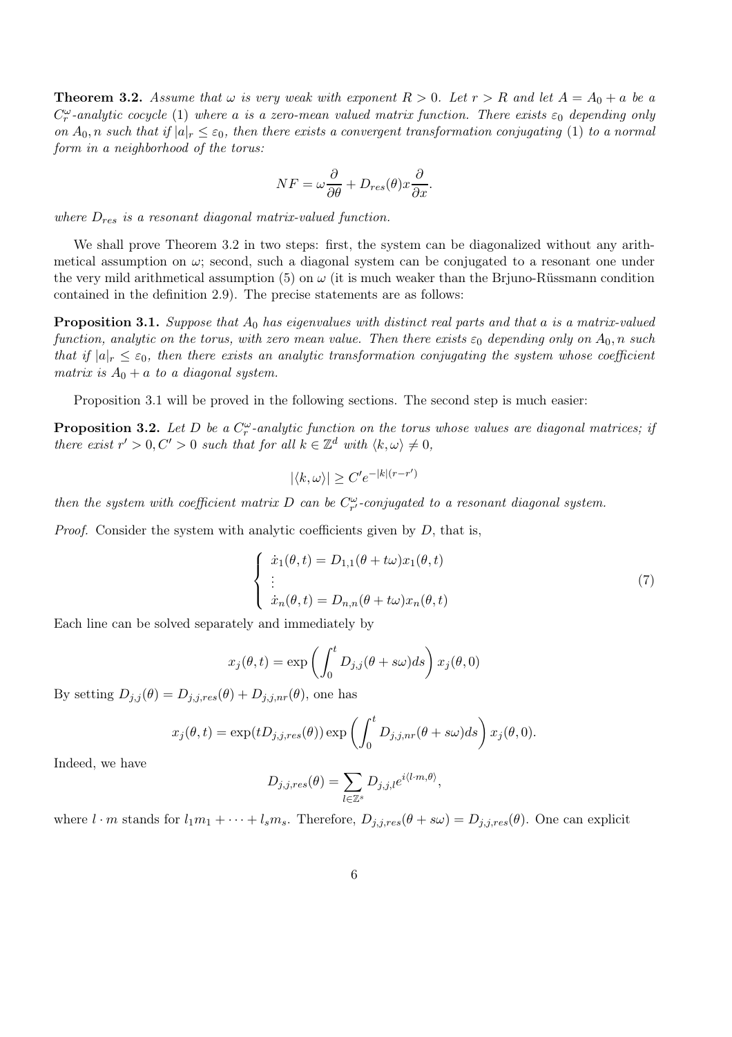**Theorem 3.2.** *Assume that $\omega$ is very weak with exponent $R > 0$. Let $r > R$ and let $A = A_0 + a$ be a $C^\omega_r$-analytic cocycle* (1) *where $a$ is a zero-mean valued matrix function. There exists $\varepsilon_0$ depending only on $A_0, n$ such that if $|a|_r \leq \varepsilon_0$, then there exists a convergent transformation conjugating* (1) *to a normal form in a neighborhood of the torus:*

$$NF = \omega \frac{\partial}{\partial \theta} + D_{res}(\theta) x \frac{\partial}{\partial x}.$$

*where $D_{res}$ is a resonant diagonal matrix-valued function.*

We shall prove Theorem 3.2 in two steps: first, the system can be diagonalized without any arithmetical assumption on $\omega$; second, such a diagonal system can be conjugated to a resonant one under the very mild arithmetical assumption (5) on $\omega$ (it is much weaker than the Brjuno-Rüssmann condition contained in the definition 2.9). The precise statements are as follows:

**Proposition 3.1.** *Suppose that $A_0$ has eigenvalues with distinct real parts and that $a$ is a matrix-valued function, analytic on the torus, with zero mean value. Then there exists $\varepsilon_0$ depending only on $A_0, n$ such that if $|a|_r \leq \varepsilon_0$, then there exists an analytic transformation conjugating the system whose coefficient matrix is $A_0 + a$ to a diagonal system.*

Proposition 3.1 will be proved in the following sections. The second step is much easier:

**Proposition 3.2.** *Let $D$ be a $C^\omega_r$-analytic function on the torus whose values are diagonal matrices; if there exist $r' > 0, C' > 0$ such that for all $k \in \mathbb{Z}^d$ with $\langle k, \omega \rangle \neq 0$,*

$$|\langle k, \omega \rangle| \geq C' e^{-|k|(r-r')}$$

*then the system with coefficient matrix $D$ can be $C^\omega_{r'}$-conjugated to a resonant diagonal system.*

*Proof.* Consider the system with analytic coefficients given by $D$, that is,

$$\begin{cases} \dot{x}_1(\theta, t) = D_{1,1}(\theta + t\omega) x_1(\theta, t) \\ \vdots \\ \dot{x}_n(\theta, t) = D_{n,n}(\theta + t\omega) x_n(\theta, t) \end{cases} \tag{7}$$

Each line can be solved separately and immediately by

$$x_j(\theta, t) = \exp\left( \int_0^t D_{j,j}(\theta + s\omega) ds \right) x_j(\theta, 0)$$

By setting $D_{j,j}(\theta) = D_{j,j,res}(\theta) + D_{j,j,nr}(\theta)$, one has

$$x_j(\theta, t) = \exp(t D_{j,j,res}(\theta)) \exp\left( \int_0^t D_{j,j,nr}(\theta + s\omega) ds \right) x_j(\theta, 0).$$

Indeed, we have

$$D_{j,j,res}(\theta) = \sum_{l \in \mathbb{Z}^s} D_{j,j,l} e^{i\langle l \cdot m, \theta \rangle},$$

where $l \cdot m$ stands for $l_1 m_1 + \cdots + l_s m_s$. Therefore, $D_{j,j,res}(\theta + s\omega) = D_{j,j,res}(\theta)$. One can explicit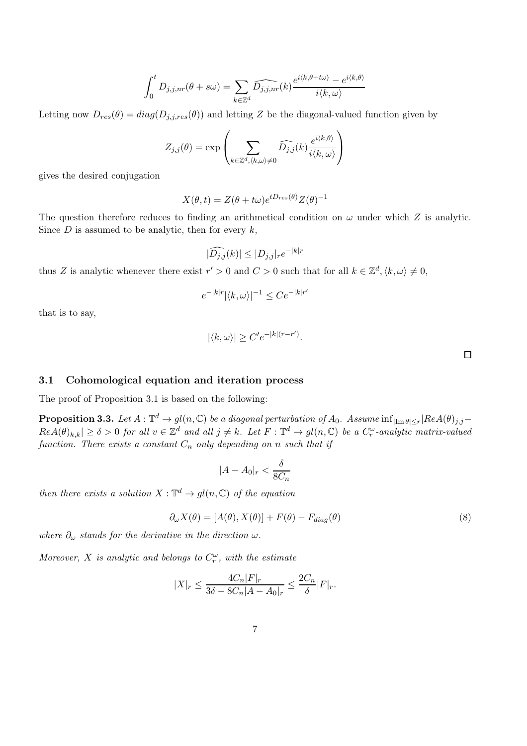$$\int_0^t D_{j,j,nr}(\theta + s\omega) = \sum_{k\in\mathbb{Z}^d} \widehat{D_{j,j,nr}}(k) \frac{e^{i\langle k,\theta+t\omega\rangle} - e^{i\langle k,\theta\rangle}}{i\langle k,\omega\rangle}$$

Letting now $D_{res}(\theta) = diag(D_{j,j,res}(\theta))$ and letting $Z$ be the diagonal-valued function given by

$$Z_{j,j}(\theta) = \exp\left(\sum_{k\in\mathbb{Z}^d,\langle k,\omega\rangle\neq 0} \widehat{D_{j,j}}(k) \frac{e^{i\langle k,\theta\rangle}}{i\langle k,\omega\rangle}\right)$$

gives the desired conjugation

$$X(\theta,t) = Z(\theta + t\omega)e^{tD_{res}(\theta)}Z(\theta)^{-1}$$

The question therefore reduces to finding an arithmetical condition on $\omega$ under which $Z$ is analytic. Since $D$ is assumed to be analytic, then for every $k$,

$$|\widehat{D_{j,j}}(k)| \leq |D_{j,j}|_r e^{-|k|r}$$

thus $Z$ is analytic whenever there exist $r' > 0$ and $C > 0$ such that for all $k \in \mathbb{Z}^d, \langle k,\omega\rangle \neq 0$,

$$e^{-|k|r}|\langle k,\omega\rangle|^{-1} \leq Ce^{-|k|r'}$$

that is to say,

$$|\langle k,\omega\rangle| \geq C'e^{-|k|(r-r')}.$$

□

### 3.1 Cohomological equation and iteration process

The proof of Proposition 3.1 is based on the following:

**Proposition 3.3.** *Let $A : \mathbb{T}^d \to gl(n,\mathbb{C})$ be a diagonal perturbation of $A_0$. Assume $\inf_{|\mathrm{Im}\,\theta|\leq r}|ReA(\theta)_{j,j} - ReA(\theta)_{k,k}| \geq \delta > 0$ for all $v \in \mathbb{Z}^d$ and all $j \neq k$. Let $F : \mathbb{T}^d \to gl(n,\mathbb{C})$ be a $C^\omega_r$-analytic matrix-valued function. There exists a constant $C_n$ only depending on $n$ such that if*

$$|A - A_0|_r < \frac{\delta}{8C_n}$$

*then there exists a solution $X : \mathbb{T}^d \to gl(n,\mathbb{C})$ of the equation*

$$\partial_\omega X(\theta) = [A(\theta), X(\theta)] + F(\theta) - F_{diag}(\theta) \tag{8}$$

*where $\partial_\omega$ stands for the derivative in the direction $\omega$.*

*Moreover, $X$ is analytic and belongs to $C^\omega_r$, with the estimate*

$$|X|_r \leq \frac{4C_n|F|_r}{3\delta - 8C_n|A - A_0|_r} \leq \frac{2C_n}{\delta}|F|_r.$$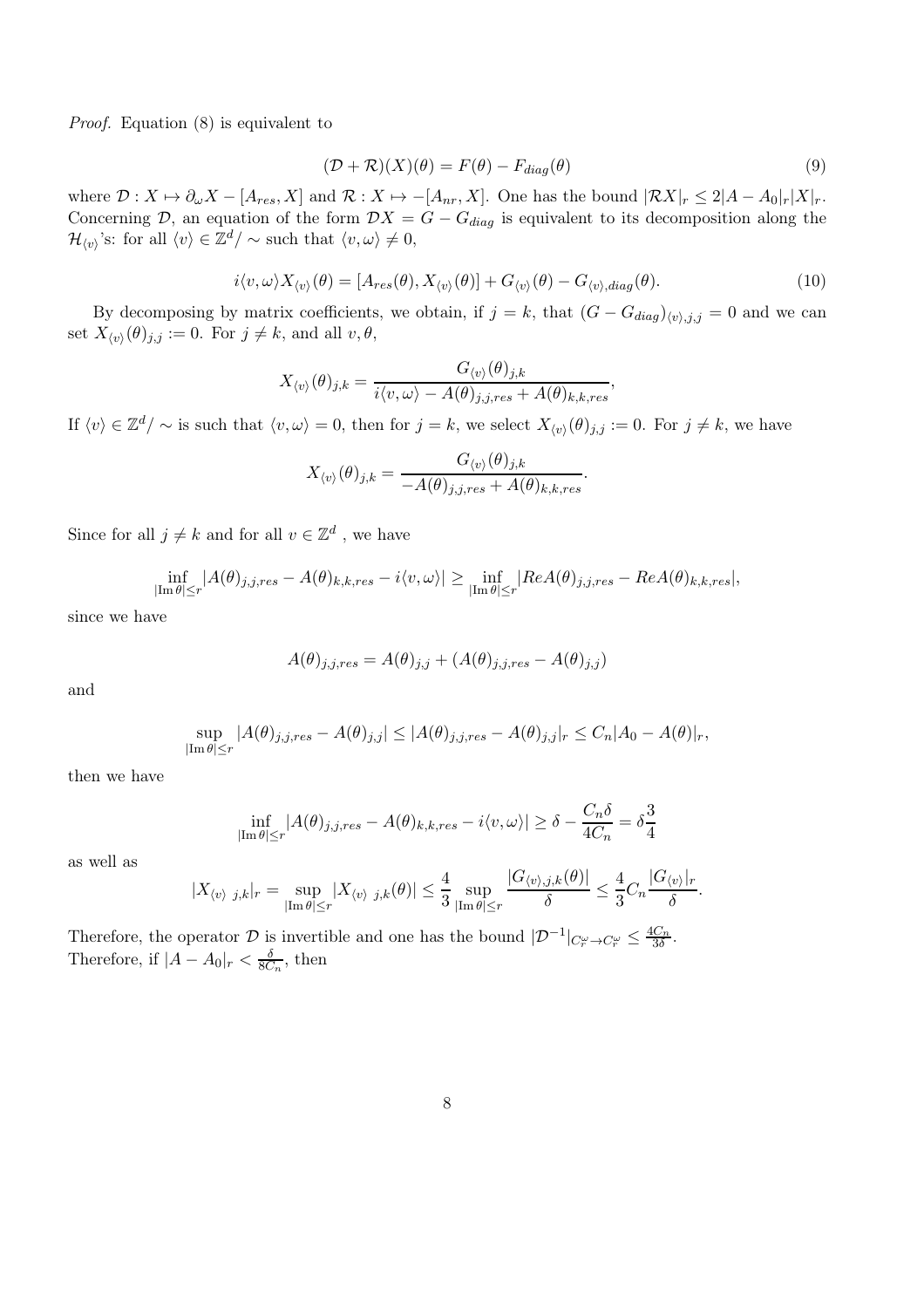*Proof.* Equation (8) is equivalent to

$$(\mathcal{D}+\mathcal{R})(X)(\theta) = F(\theta) - F_{diag}(\theta) \tag{9}$$

where $\mathcal{D} : X \mapsto \partial_\omega X - [A_{res}, X]$ and $\mathcal{R} : X \mapsto -[A_{nr}, X]$. One has the bound $|\mathcal{R}X|_r \leq 2|A - A_0|_r |X|_r$. Concerning $\mathcal{D}$, an equation of the form $\mathcal{D}X = G - G_{diag}$ is equivalent to its decomposition along the $\mathcal{H}_{\langle v\rangle}$'s: for all $\langle v\rangle \in \mathbb{Z}^d/\sim$ such that $\langle v, \omega\rangle \neq 0$,

$$i\langle v, \omega\rangle X_{\langle v\rangle}(\theta) = [A_{res}(\theta), X_{\langle v\rangle}(\theta)] + G_{\langle v\rangle}(\theta) - G_{\langle v\rangle,diag}(\theta). \tag{10}$$

By decomposing by matrix coefficients, we obtain, if $j = k$, that $(G - G_{diag})_{\langle v\rangle,j,j} = 0$ and we can set $X_{\langle v\rangle}(\theta)_{j,j} := 0$. For $j \neq k$, and all $v, \theta$,

$$X_{\langle v\rangle}(\theta)_{j,k} = \frac{G_{\langle v\rangle}(\theta)_{j,k}}{i\langle v, \omega\rangle - A(\theta)_{j,j,res} + A(\theta)_{k,k,res}},$$

If $\langle v\rangle \in \mathbb{Z}^d/\sim$ is such that $\langle v, \omega\rangle = 0$, then for $j = k$, we select $X_{\langle v\rangle}(\theta)_{j,j} := 0$. For $j \neq k$, we have

$$X_{\langle v\rangle}(\theta)_{j,k} = \frac{G_{\langle v\rangle}(\theta)_{j,k}}{-A(\theta)_{j,j,res} + A(\theta)_{k,k,res}}.$$

Since for all $j \neq k$ and for all $v \in \mathbb{Z}^d$ , we have

$$\inf_{|\operatorname{Im}\theta|\leq r} |A(\theta)_{j,j,res} - A(\theta)_{k,k,res} - i\langle v, \omega\rangle| \geq \inf_{|\operatorname{Im}\theta|\leq r} |ReA(\theta)_{j,j,res} - ReA(\theta)_{k,k,res}|,$$

since we have

$$A(\theta)_{j,j,res} = A(\theta)_{j,j} + (A(\theta)_{j,j,res} - A(\theta)_{j,j})$$

and

$$\sup_{|\operatorname{Im}\theta|\leq r} |A(\theta)_{j,j,res} - A(\theta)_{j,j}| \leq |A(\theta)_{j,j,res} - A(\theta)_{j,j}|_r \leq C_n |A_0 - A(\theta)|_r,$$

then we have

$$\inf_{|\operatorname{Im}\theta|\leq r} |A(\theta)_{j,j,res} - A(\theta)_{k,k,res} - i\langle v, \omega\rangle| \geq \delta - \frac{C_n \delta}{4C_n} = \delta\frac{3}{4}$$

as well as

$$|X_{\langle v\rangle\ j,k}|_r = \sup_{|\operatorname{Im}\theta|\leq r} |X_{\langle v\rangle\ j,k}(\theta)| \leq \frac{4}{3} \sup_{|\operatorname{Im}\theta|\leq r} \frac{|G_{\langle v\rangle,j,k}(\theta)|}{\delta} \leq \frac{4}{3} C_n \frac{|G_{\langle v\rangle}|_r}{\delta}.$$

Therefore, the operator $\mathcal{D}$ is invertible and one has the bound $|\mathcal{D}^{-1}|_{C^\omega_r \to C^\omega_r} \leq \frac{4C_n}{3\delta}$.
Therefore, if $|A - A_0|_r < \frac{\delta}{8C_n}$, then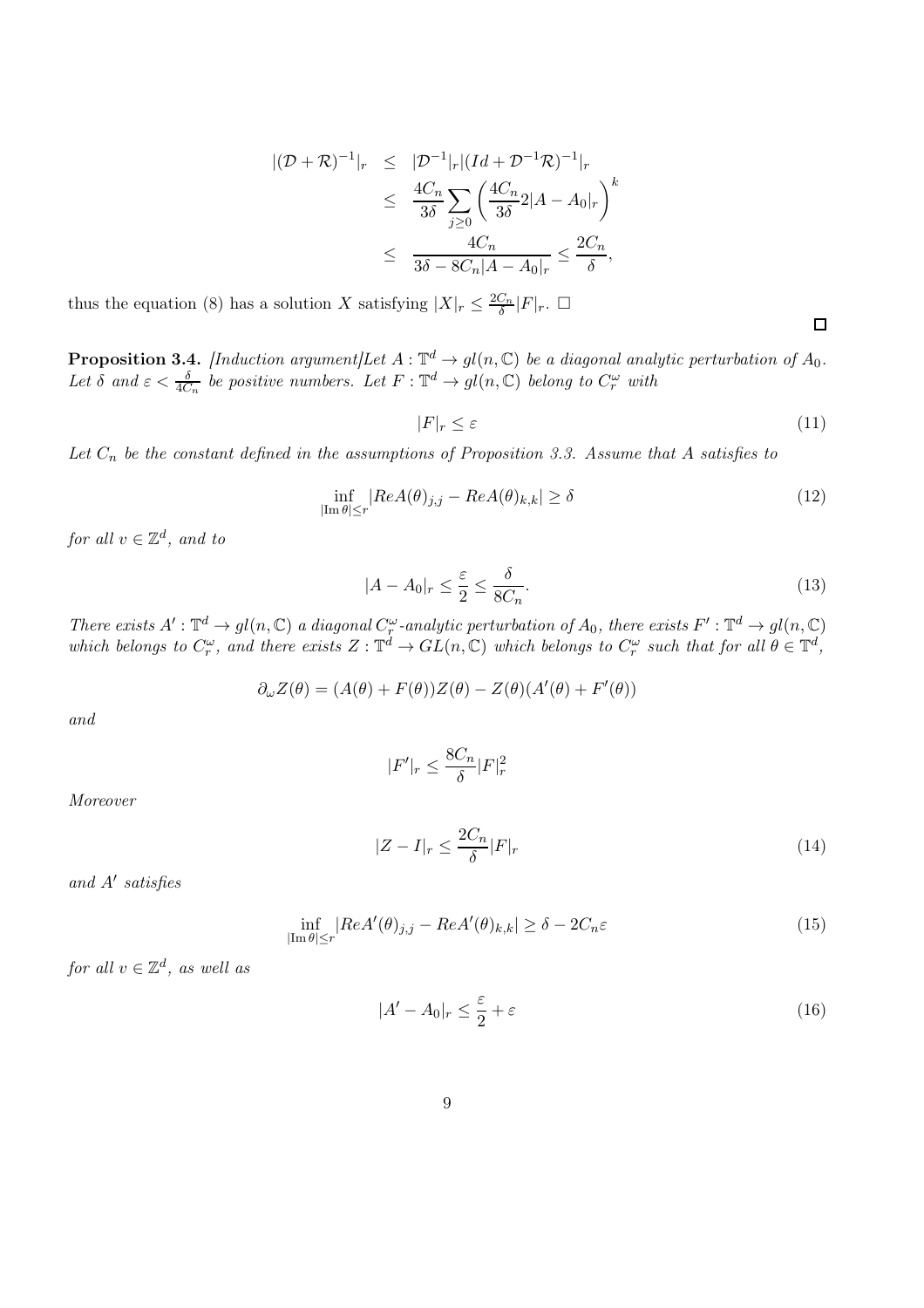$$
\begin{aligned}
|(\mathcal{D}+\mathcal{R})^{-1}|_r &\leq |\mathcal{D}^{-1}|_r |(Id+\mathcal{D}^{-1}\mathcal{R})^{-1}|_r \\
&\leq \frac{4C_n}{3\delta}\sum_{j\geq 0}\left(\frac{4C_n}{3\delta}2|A-A_0|_r\right)^k \\
&\leq \frac{4C_n}{3\delta - 8C_n|A-A_0|_r} \leq \frac{2C_n}{\delta},
\end{aligned}
$$

thus the equation (8) has a solution $X$ satisfying $|X|_r \leq \frac{2C_n}{\delta}|F|_r$. □

□

**Proposition 3.4.** *[Induction argument]Let $A : \mathbb{T}^d \to gl(n,\mathbb{C})$ be a diagonal analytic perturbation of $A_0$. Let $\delta$ and $\varepsilon < \frac{\delta}{4C_n}$ be positive numbers. Let $F : \mathbb{T}^d \to gl(n,\mathbb{C})$ belong to $C^\omega_r$ with*

$$
|F|_r \leq \varepsilon \tag{11}
$$

*Let $C_n$ be the constant defined in the assumptions of Proposition 3.3. Assume that $A$ satisfies to*

$$
\inf_{|\mathrm{Im}\,\theta|\leq r} |ReA(\theta)_{j,j} - ReA(\theta)_{k,k}| \geq \delta \tag{12}
$$

*for all $v \in \mathbb{Z}^d$, and to*

$$
|A - A_0|_r \leq \frac{\varepsilon}{2} \leq \frac{\delta}{8C_n}. \tag{13}
$$

*There exists $A' : \mathbb{T}^d \to gl(n,\mathbb{C})$ a diagonal $C^\omega_r$-analytic perturbation of $A_0$, there exists $F' : \mathbb{T}^d \to gl(n,\mathbb{C})$ which belongs to $C^\omega_r$, and there exists $Z : \mathbb{T}^d \to GL(n,\mathbb{C})$ which belongs to $C^\omega_r$ such that for all $\theta \in \mathbb{T}^d$,*

$$
\partial_\omega Z(\theta) = (A(\theta) + F(\theta))Z(\theta) - Z(\theta)(A'(\theta) + F'(\theta))
$$

*and*

$$
|F'|_r \leq \frac{8C_n}{\delta}|F|_r^2
$$

*Moreover*

$$
|Z - I|_r \leq \frac{2C_n}{\delta}|F|_r \tag{14}
$$

*and $A'$ satisfies*

$$
\inf_{|\mathrm{Im}\,\theta|\leq r} |ReA'(\theta)_{j,j} - ReA'(\theta)_{k,k}| \geq \delta - 2C_n\varepsilon \tag{15}
$$

*for all $v \in \mathbb{Z}^d$, as well as*

$$
|A' - A_0|_r \leq \frac{\varepsilon}{2} + \varepsilon \tag{16}
$$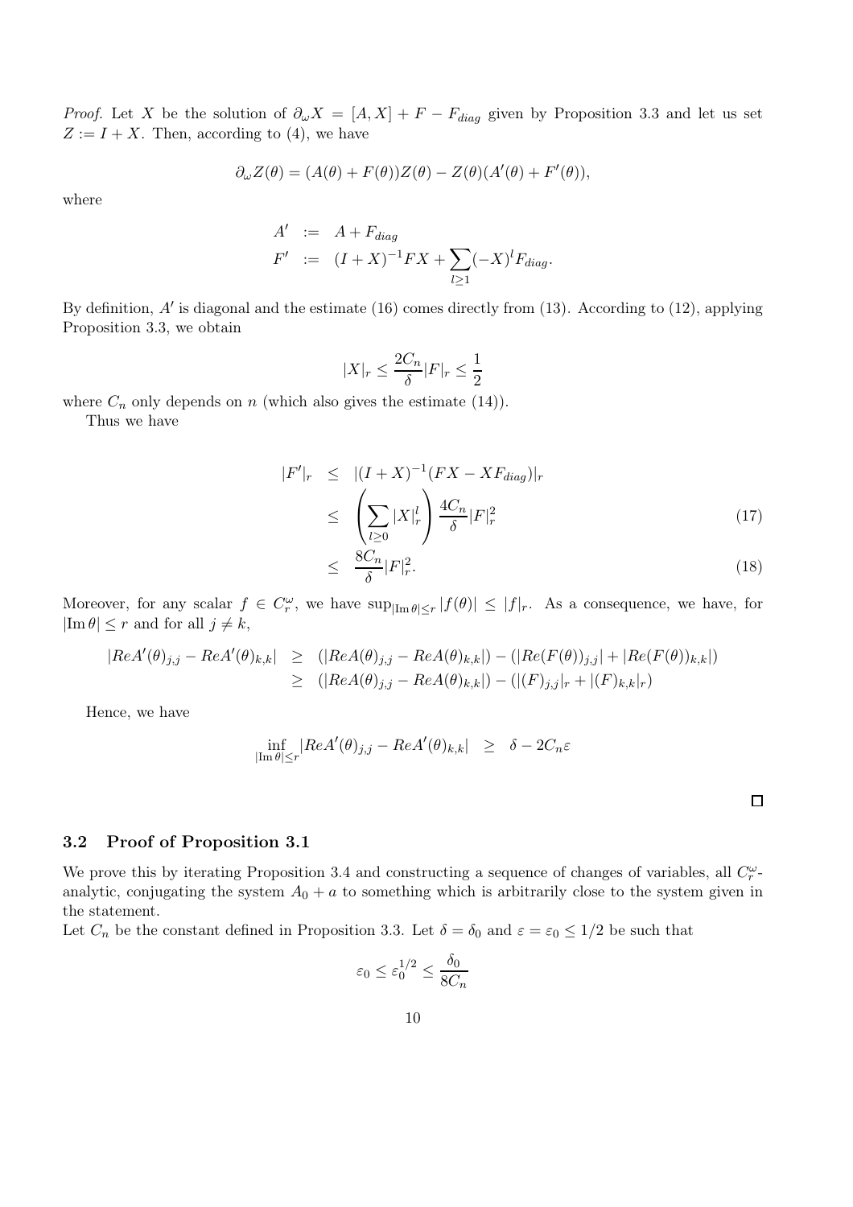*Proof.* Let $X$ be the solution of $\partial_\omega X = [A, X] + F - F_{diag}$ given by Proposition 3.3 and let us set $Z := I + X$. Then, according to (4), we have

$$\partial_\omega Z(\theta) = (A(\theta) + F(\theta))Z(\theta) - Z(\theta)(A'(\theta) + F'(\theta)),$$

where

$$\begin{aligned} A' &:= A + F_{diag} \\ F' &:= (I+X)^{-1}FX + \sum_{l\geq 1}(-X)^l F_{diag}. \end{aligned}$$

By definition, $A'$ is diagonal and the estimate (16) comes directly from (13). According to (12), applying Proposition 3.3, we obtain

$$|X|_r \leq \frac{2C_n}{\delta}|F|_r \leq \frac{1}{2}$$

where $C_n$ only depends on $n$ (which also gives the estimate (14)).

Thus we have

$$\begin{aligned} |F'|_r &\leq |(I+X)^{-1}(FX - XF_{diag})|_r \\ &\leq \left(\sum_{l\geq 0}|X|_r^l\right)\frac{4C_n}{\delta}|F|_r^2 \qquad (17) \\ &\leq \frac{8C_n}{\delta}|F|_r^2. \qquad (18) \end{aligned}$$

Moreover, for any scalar $f \in C_r^\omega$, we have $\sup_{|\mathrm{Im}\,\theta|\leq r}|f(\theta)| \leq |f|_r$. As a consequence, we have, for $|\mathrm{Im}\,\theta| \leq r$ and for all $j \neq k$,

$$\begin{aligned} |ReA'(\theta)_{j,j} - ReA'(\theta)_{k,k}| &\geq (|ReA(\theta)_{j,j} - ReA(\theta)_{k,k}|) - (|Re(F(\theta))_{j,j}| + |Re(F(\theta))_{k,k}|) \\ &\geq (|ReA(\theta)_{j,j} - ReA(\theta)_{k,k}|) - (|(F)_{j,j}|_r + |(F)_{k,k}|_r) \end{aligned}$$

Hence, we have

$$\inf_{|\mathrm{Im}\,\theta|\leq r}|ReA'(\theta)_{j,j} - ReA'(\theta)_{k,k}| \quad \geq \quad \delta - 2C_n\varepsilon$$

$\square$

### 3.2 Proof of Proposition 3.1

We prove this by iterating Proposition 3.4 and constructing a sequence of changes of variables, all $C_r^\omega$-analytic, conjugating the system $A_0 + a$ to something which is arbitrarily close to the system given in the statement.

Let $C_n$ be the constant defined in Proposition 3.3. Let $\delta = \delta_0$ and $\varepsilon = \varepsilon_0 \leq 1/2$ be such that

$$\varepsilon_0 \leq \varepsilon_0^{1/2} \leq \frac{\delta_0}{8C_n}$$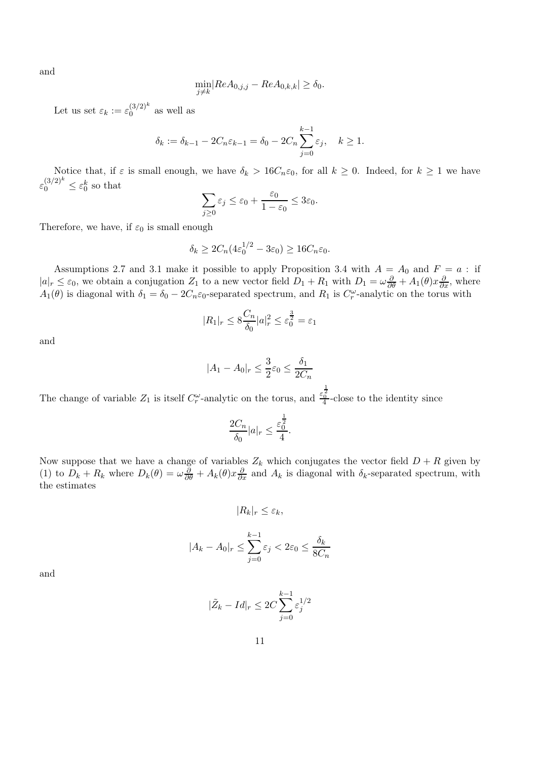and

$$\min_{j\neq k}|ReA_{0,j,j} - ReA_{0,k,k}| \geq \delta_0.$$

Let us set $\varepsilon_k := \varepsilon_0^{(3/2)^k}$ as well as

$$\delta_k := \delta_{k-1} - 2C_n\varepsilon_{k-1} = \delta_0 - 2C_n\sum_{j=0}^{k-1}\varepsilon_j, \quad k \geq 1.$$

Notice that, if $\varepsilon$ is small enough, we have $\delta_k > 16C_n\varepsilon_0$, for all $k \geq 0$. Indeed, for $k \geq 1$ we have $\varepsilon_0^{(3/2)^k} \leq \varepsilon_0^k$ so that

$$\sum_{j\geq 0}\varepsilon_j \leq \varepsilon_0 + \frac{\varepsilon_0}{1-\varepsilon_0} \leq 3\varepsilon_0.$$

Therefore, we have, if $\varepsilon_0$ is small enough

$$\delta_k \geq 2C_n(4\varepsilon_0^{1/2} - 3\varepsilon_0) \geq 16C_n\varepsilon_0.$$

Assumptions 2.7 and 3.1 make it possible to apply Proposition 3.4 with $A = A_0$ and $F = a$ : if $|a|_r \leq \varepsilon_0$, we obtain a conjugation $Z_1$ to a new vector field $D_1 + R_1$ with $D_1 = \omega\frac{\partial}{\partial\theta} + A_1(\theta)x\frac{\partial}{\partial x}$, where $A_1(\theta)$ is diagonal with $\delta_1 = \delta_0 - 2C_n\varepsilon_0$-separated spectrum, and $R_1$ is $C_r^\omega$-analytic on the torus with

$$|R_1|_r \leq 8\frac{C_n}{\delta_0}|a|_r^2 \leq \varepsilon_0^{\frac{3}{2}} = \varepsilon_1$$

and

$$|A_1 - A_0|_r \leq \frac{3}{2}\varepsilon_0 \leq \frac{\delta_1}{2C_n}$$

The change of variable $Z_1$ is itself $C_r^\omega$-analytic on the torus, and $\frac{\varepsilon_0^{\frac{1}{2}}}{4}$-close to the identity since

$$\frac{2C_n}{\delta_0}|a|_r \leq \frac{\varepsilon_0^{\frac{1}{2}}}{4}.$$

Now suppose that we have a change of variables $Z_k$ which conjugates the vector field $D + R$ given by (1) to $D_k + R_k$ where $D_k(\theta) = \omega\frac{\partial}{\partial\theta} + A_k(\theta)x\frac{\partial}{\partial x}$ and $A_k$ is diagonal with $\delta_k$-separated spectrum, with the estimates

$$|R_k|_r \leq \varepsilon_k,$$

$$|A_k - A_0|_r \leq \sum_{j=0}^{k-1}\varepsilon_j < 2\varepsilon_0 \leq \frac{\delta_k}{8C_n}$$

and

$$|\tilde{Z}_k - Id|_r \leq 2C\sum_{j=0}^{k-1}\varepsilon_j^{1/2}$$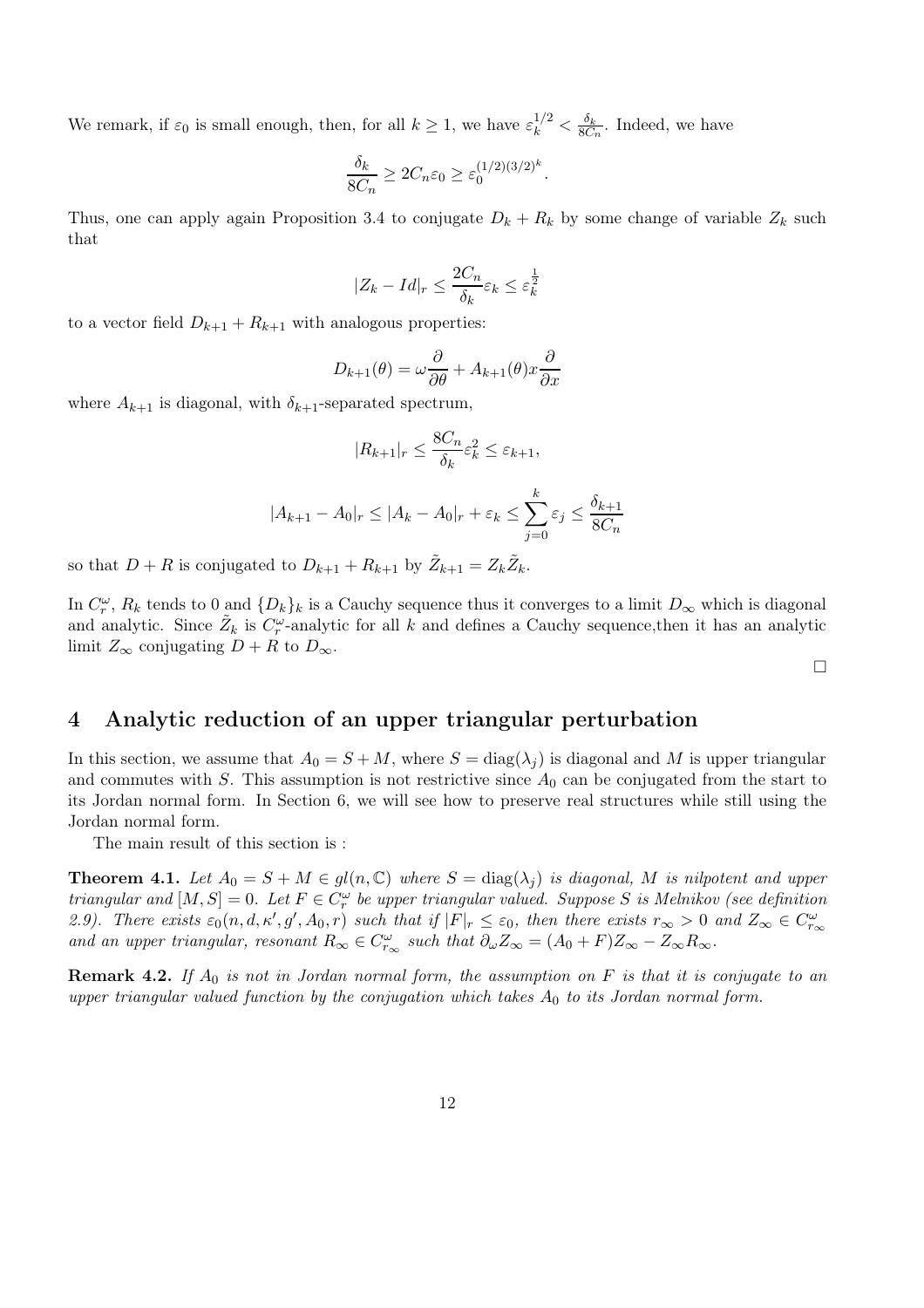We remark, if $\varepsilon_0$ is small enough, then, for all $k \geq 1$, we have $\varepsilon_k^{1/2} < \frac{\delta_k}{8C_n}$. Indeed, we have

$$\frac{\delta_k}{8C_n} \geq 2C_n\varepsilon_0 \geq \varepsilon_0^{(1/2)(3/2)^k}.$$

Thus, one can apply again Proposition 3.4 to conjugate $D_k + R_k$ by some change of variable $Z_k$ such that

$$|Z_k - Id|_r \leq \frac{2C_n}{\delta_k}\varepsilon_k \leq \varepsilon_k^{\frac{1}{2}}$$

to a vector field $D_{k+1} + R_{k+1}$ with analogous properties:

$$D_{k+1}(\theta) = \omega\frac{\partial}{\partial\theta} + A_{k+1}(\theta)x\frac{\partial}{\partial x}$$

where $A_{k+1}$ is diagonal, with $\delta_{k+1}$-separated spectrum,

$$|R_{k+1}|_r \leq \frac{8C_n}{\delta_k}\varepsilon_k^2 \leq \varepsilon_{k+1},$$

$$|A_{k+1} - A_0|_r \leq |A_k - A_0|_r + \varepsilon_k \leq \sum_{j=0}^{k}\varepsilon_j \leq \frac{\delta_{k+1}}{8C_n}$$

so that $D + R$ is conjugated to $D_{k+1} + R_{k+1}$ by $\tilde{Z}_{k+1} = Z_k\tilde{Z}_k$.

In $C_r^\omega$, $R_k$ tends to 0 and $\{D_k\}_k$ is a Cauchy sequence thus it converges to a limit $D_\infty$ which is diagonal and analytic. Since $\tilde{Z}_k$ is $C_r^\omega$-analytic for all $k$ and defines a Cauchy sequence,then it has an analytic limit $Z_\infty$ conjugating $D + R$ to $D_\infty$.

□

## 4 Analytic reduction of an upper triangular perturbation

In this section, we assume that $A_0 = S + M$, where $S = \mathrm{diag}(\lambda_j)$ is diagonal and $M$ is upper triangular and commutes with $S$. This assumption is not restrictive since $A_0$ can be conjugated from the start to its Jordan normal form. In Section 6, we will see how to preserve real structures while still using the Jordan normal form.

The main result of this section is :

**Theorem 4.1.** *Let $A_0 = S + M \in gl(n, \mathbb{C})$ where $S = \mathrm{diag}(\lambda_j)$ is diagonal, $M$ is nilpotent and upper triangular and $[M, S] = 0$. Let $F \in C_r^\omega$ be upper triangular valued. Suppose $S$ is Melnikov (see definition 2.9). There exists $\varepsilon_0(n, d, \kappa', g', A_0, r)$ such that if $|F|_r \leq \varepsilon_0$, then there exists $r_\infty > 0$ and $Z_\infty \in C_{r_\infty}^\omega$ and an upper triangular, resonant $R_\infty \in C_{r_\infty}^\omega$ such that $\partial_\omega Z_\infty = (A_0 + F)Z_\infty - Z_\infty R_\infty$.*

**Remark 4.2.** *If $A_0$ is not in Jordan normal form, the assumption on $F$ is that it is conjugate to an upper triangular valued function by the conjugation which takes $A_0$ to its Jordan normal form.*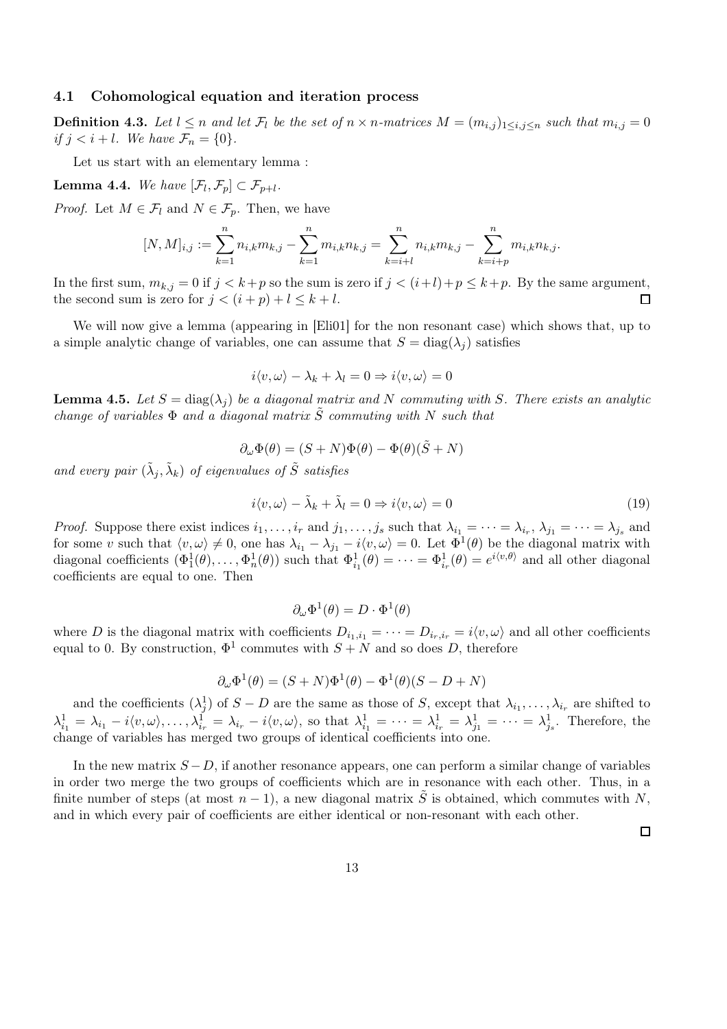### 4.1 Cohomological equation and iteration process

**Definition 4.3.** *Let $l \le n$ and let $\mathcal{F}_l$ be the set of $n \times n$-matrices $M = (m_{i,j})_{1 \le i,j \le n}$ such that $m_{i,j} = 0$ if $j < i + l$. We have $\mathcal{F}_n = \{0\}$.*

Let us start with an elementary lemma :

**Lemma 4.4.** *We have $[\mathcal{F}_l, \mathcal{F}_p] \subset \mathcal{F}_{p+l}$.*

*Proof.* Let $M \in \mathcal{F}_l$ and $N \in \mathcal{F}_p$. Then, we have

$$[N, M]_{i,j} := \sum_{k=1}^{n} n_{i,k} m_{k,j} - \sum_{k=1}^{n} m_{i,k} n_{k,j} = \sum_{k=i+l}^{n} n_{i,k} m_{k,j} - \sum_{k=i+p}^{n} m_{i,k} n_{k,j}.$$

In the first sum, $m_{k,j} = 0$ if $j < k + p$ so the sum is zero if $j < (i + l) + p \le k + p$. By the same argument, the second sum is zero for $j < (i + p) + l \le k + l$. ◻

We will now give a lemma (appearing in [Eli01] for the non resonant case) which shows that, up to a simple analytic change of variables, one can assume that $S = \mathrm{diag}(\lambda_j)$ satisfies

$$i\langle v, \omega \rangle - \lambda_k + \lambda_l = 0 \Rightarrow i\langle v, \omega \rangle = 0$$

**Lemma 4.5.** *Let $S = \mathrm{diag}(\lambda_j)$ be a diagonal matrix and $N$ commuting with $S$. There exists an analytic change of variables $\Phi$ and a diagonal matrix $\tilde{S}$ commuting with $N$ such that*

$$\partial_\omega \Phi(\theta) = (S + N)\Phi(\theta) - \Phi(\theta)(\tilde{S} + N)$$

*and every pair $(\tilde{\lambda}_j, \tilde{\lambda}_k)$ of eigenvalues of $\tilde{S}$ satisfies*

$$i\langle v, \omega \rangle - \tilde{\lambda}_k + \tilde{\lambda}_l = 0 \Rightarrow i\langle v, \omega \rangle = 0 \tag{19}$$

*Proof.* Suppose there exist indices $i_1, \dots, i_r$ and $j_1, \dots, j_s$ such that $\lambda_{i_1} = \dots = \lambda_{i_r}$, $\lambda_{j_1} = \dots = \lambda_{j_s}$ and for some $v$ such that $\langle v, \omega \rangle \neq 0$, one has $\lambda_{i_1} - \lambda_{j_1} - i\langle v, \omega \rangle = 0$. Let $\Phi^1(\theta)$ be the diagonal matrix with diagonal coefficients $(\Phi^1_1(\theta), \dots, \Phi^1_n(\theta))$ such that $\Phi^1_{i_1}(\theta) = \dots = \Phi^1_{i_r}(\theta) = e^{i\langle v, \theta \rangle}$ and all other diagonal coefficients are equal to one. Then

$$\partial_\omega \Phi^1(\theta) = D \cdot \Phi^1(\theta)$$

where $D$ is the diagonal matrix with coefficients $D_{i_1,i_1} = \dots = D_{i_r,i_r} = i\langle v, \omega \rangle$ and all other coefficients equal to 0. By construction, $\Phi^1$ commutes with $S + N$ and so does $D$, therefore

$$\partial_\omega \Phi^1(\theta) = (S + N)\Phi^1(\theta) - \Phi^1(\theta)(S - D + N)$$

and the coefficients $(\lambda^1_j)$ of $S - D$ are the same as those of $S$, except that $\lambda_{i_1}, \dots, \lambda_{i_r}$ are shifted to $\lambda^1_{i_1} = \lambda_{i_1} - i\langle v, \omega \rangle, \dots, \lambda^1_{i_r} = \lambda_{i_r} - i\langle v, \omega \rangle$, so that $\lambda^1_{i_1} = \dots = \lambda^1_{i_r} = \lambda^1_{j_1} = \dots = \lambda^1_{j_s}$. Therefore, the change of variables has merged two groups of identical coefficients into one.

In the new matrix $S - D$, if another resonance appears, one can perform a similar change of variables in order two merge the two groups of coefficients which are in resonance with each other. Thus, in a finite number of steps (at most $n - 1$), a new diagonal matrix $\tilde{S}$ is obtained, which commutes with $N$, and in which every pair of coefficients are either identical or non-resonant with each other.

◻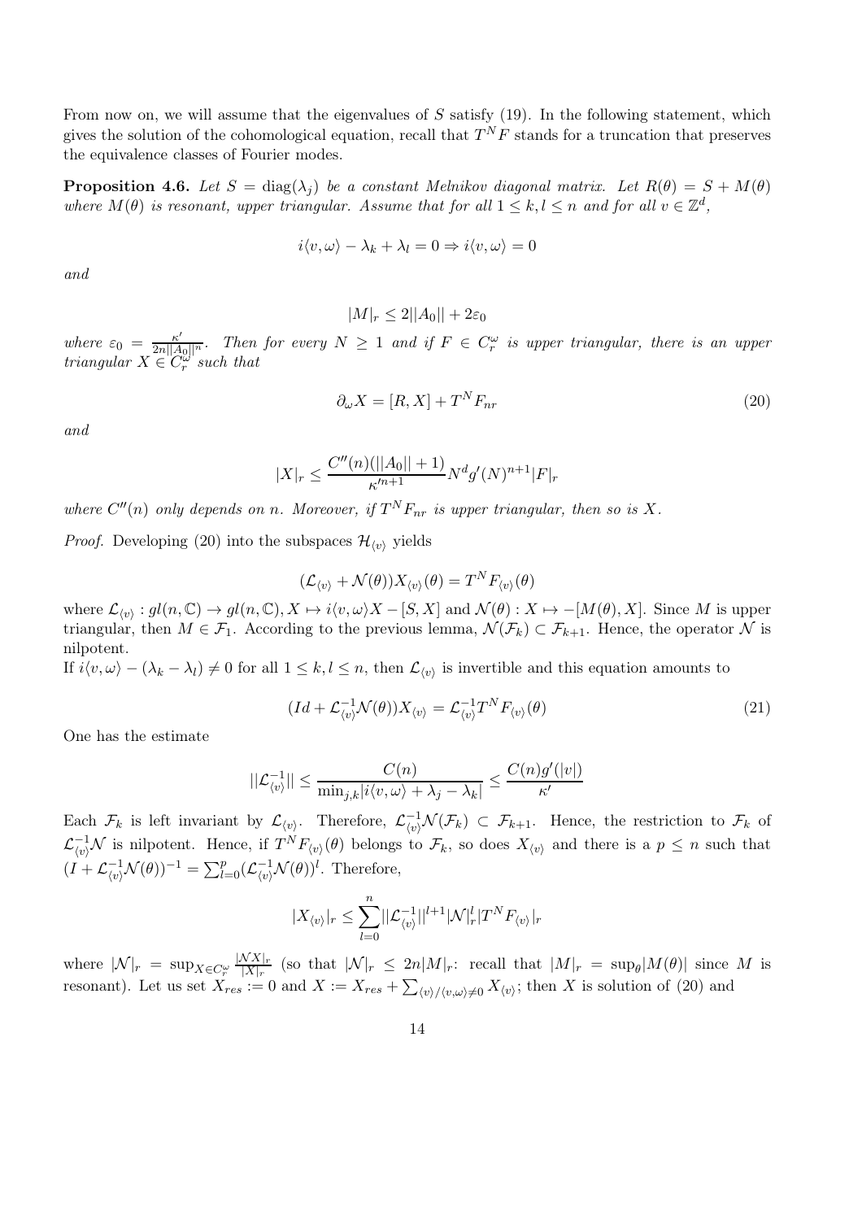From now on, we will assume that the eigenvalues of $S$ satisfy (19). In the following statement, which gives the solution of the cohomological equation, recall that $T^N F$ stands for a truncation that preserves the equivalence classes of Fourier modes.

**Proposition 4.6.** *Let $S = \text{diag}(\lambda_j)$ be a constant Melnikov diagonal matrix. Let $R(\theta) = S + M(\theta)$ where $M(\theta)$ is resonant, upper triangular. Assume that for all $1 \leq k, l \leq n$ and for all $v \in \mathbb{Z}^d$,*

$$i\langle v, \omega\rangle - \lambda_k + \lambda_l = 0 \Rightarrow i\langle v, \omega\rangle = 0$$

*and*

$$|M|_r \leq 2||A_0|| + 2\varepsilon_0$$

*where $\varepsilon_0 = \frac{\kappa'}{2n||A_0||^n}$. Then for every $N \geq 1$ and if $F \in C_r^\omega$ is upper triangular, there is an upper triangular $X \in C_r^\omega$ such that*

$$\partial_\omega X = [R, X] + T^N F_{nr} \tag{20}$$

*and*

$$|X|_r \leq \frac{C''(n)(||A_0|| + 1)}{\kappa'^{n+1}} N^d g'(N)^{n+1} |F|_r$$

*where $C''(n)$ only depends on $n$. Moreover, if $T^N F_{nr}$ is upper triangular, then so is $X$.*

*Proof.* Developing (20) into the subspaces $\mathcal{H}_{\langle v\rangle}$ yields

$$(\mathcal{L}_{\langle v\rangle} + \mathcal{N}(\theta))X_{\langle v\rangle}(\theta) = T^N F_{\langle v\rangle}(\theta)$$

where $\mathcal{L}_{\langle v\rangle} : gl(n, \mathbb{C}) \to gl(n, \mathbb{C}), X \mapsto i\langle v, \omega\rangle X - [S, X]$ and $\mathcal{N}(\theta) : X \mapsto -[M(\theta), X]$. Since $M$ is upper triangular, then $M \in \mathcal{F}_1$. According to the previous lemma, $\mathcal{N}(\mathcal{F}_k) \subset \mathcal{F}_{k+1}$. Hence, the operator $\mathcal{N}$ is nilpotent.

If $i\langle v, \omega\rangle - (\lambda_k - \lambda_l) \neq 0$ for all $1 \leq k, l \leq n$, then $\mathcal{L}_{\langle v\rangle}$ is invertible and this equation amounts to

$$(Id + \mathcal{L}_{\langle v\rangle}^{-1}\mathcal{N}(\theta))X_{\langle v\rangle} = \mathcal{L}_{\langle v\rangle}^{-1} T^N F_{\langle v\rangle}(\theta) \tag{21}$$

One has the estimate

$$||\mathcal{L}_{\langle v\rangle}^{-1}|| \leq \frac{C(n)}{\min_{j,k} |i\langle v, \omega\rangle + \lambda_j - \lambda_k|} \leq \frac{C(n) g'(|v|)}{\kappa'}$$

Each $\mathcal{F}_k$ is left invariant by $\mathcal{L}_{\langle v\rangle}$. Therefore, $\mathcal{L}_{\langle v\rangle}^{-1}\mathcal{N}(\mathcal{F}_k) \subset \mathcal{F}_{k+1}$. Hence, the restriction to $\mathcal{F}_k$ of $\mathcal{L}_{\langle v\rangle}^{-1}\mathcal{N}$ is nilpotent. Hence, if $T^N F_{\langle v\rangle}(\theta)$ belongs to $\mathcal{F}_k$, so does $X_{\langle v\rangle}$ and there is a $p \leq n$ such that $(I + \mathcal{L}_{\langle v\rangle}^{-1}\mathcal{N}(\theta))^{-1} = \sum_{l=0}^{p} (\mathcal{L}_{\langle v\rangle}^{-1}\mathcal{N}(\theta))^l$. Therefore,

$$|X_{\langle v\rangle}|_r \leq \sum_{l=0}^{n} ||\mathcal{L}_{\langle v\rangle}^{-1}||^{l+1} |\mathcal{N}|_r^l |T^N F_{\langle v\rangle}|_r$$

where $|\mathcal{N}|_r = \sup_{X \in C_r^\omega} \frac{|\mathcal{N}X|_r}{|X|_r}$ (so that $|\mathcal{N}|_r \leq 2n|M|_r$: recall that $|M|_r = \sup_\theta |M(\theta)|$ since $M$ is resonant). Let us set $X_{res} := 0$ and $X := X_{res} + \sum_{\langle v\rangle / \langle v, \omega\rangle \neq 0} X_{\langle v\rangle}$; then $X$ is solution of (20) and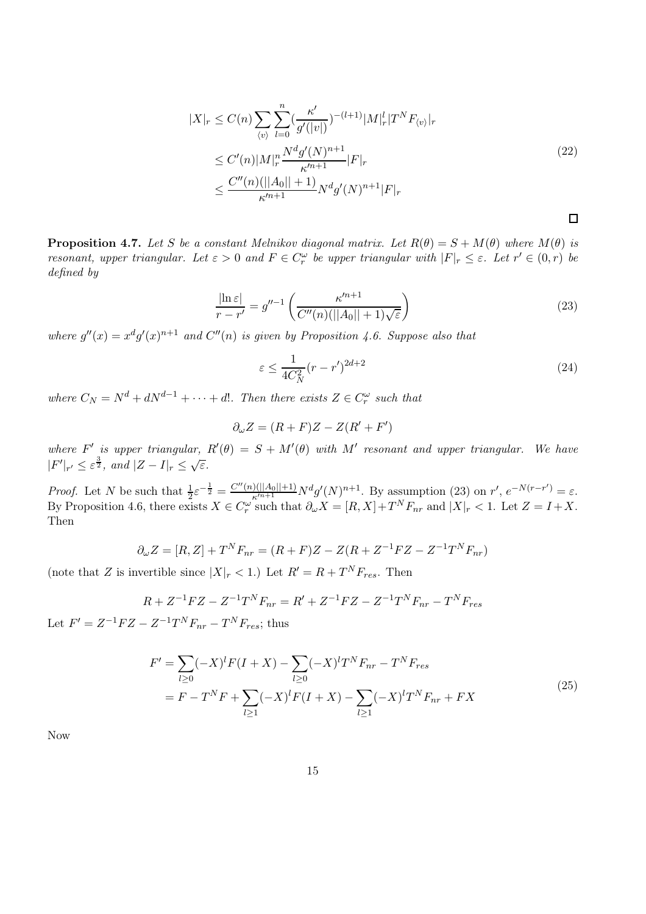$$
\begin{aligned}
|X|_r &\le C(n)\sum_{\langle v\rangle}\sum_{l=0}^{n}\left(\frac{\kappa'}{g'(|v|)}\right)^{-(l+1)}|M|_r^l|T^N F_{\langle v\rangle}|_r \\
&\le C'(n)|M|_r^n\frac{N^d g'(N)^{n+1}}{\kappa'^{n+1}}|F|_r \\
&\le \frac{C''(n)(||A_0||+1)}{\kappa'^{n+1}}N^d g'(N)^{n+1}|F|_r
\end{aligned}
\tag{22}
$$

□

**Proposition 4.7.** *Let $S$ be a constant Melnikov diagonal matrix. Let $R(\theta) = S + M(\theta)$ where $M(\theta)$ is resonant, upper triangular. Let $\varepsilon > 0$ and $F \in C_r^\omega$ be upper triangular with $|F|_r \le \varepsilon$. Let $r' \in (0, r)$ be defined by*

$$
\frac{|\ln\varepsilon|}{r-r'} = g''^{-1}\left(\frac{\kappa'^{n+1}}{C''(n)(||A_0||+1)\sqrt{\varepsilon}}\right)
\tag{23}
$$

*where $g''(x) = x^d g'(x)^{n+1}$ and $C''(n)$ is given by Proposition 4.6. Suppose also that*

$$
\varepsilon \le \frac{1}{4C_N^2}(r-r')^{2d+2}
\tag{24}
$$

*where $C_N = N^d + dN^{d-1} + \cdots + d!$. Then there exists $Z \in C_r^\omega$ such that*

$$
\partial_\omega Z = (R+F)Z - Z(R'+F')
$$

*where $F'$ is upper triangular, $R'(\theta) = S + M'(\theta)$ with $M'$ resonant and upper triangular. We have $|F'|_{r'} \le \varepsilon^{\frac{3}{2}}$, and $|Z - I|_r \le \sqrt{\varepsilon}$.*

*Proof.* Let $N$ be such that $\frac{1}{2}\varepsilon^{-\frac{1}{2}} = \frac{C''(n)(||A_0||+1)}{\kappa'^{n+1}}N^d g'(N)^{n+1}$. By assumption (23) on $r'$, $e^{-N(r-r')} = \varepsilon$. By Proposition 4.6, there exists $X \in C_r^\omega$ such that $\partial_\omega X = [R,X] + T^N F_{nr}$ and $|X|_r < 1$. Let $Z = I + X$. Then

$$
\partial_\omega Z = [R,Z] + T^N F_{nr} = (R+F)Z - Z(R + Z^{-1}FZ - Z^{-1}T^N F_{nr})
$$

(note that $Z$ is invertible since $|X|_r < 1$.) Let $R' = R + T^N F_{res}$. Then

$$
R + Z^{-1}FZ - Z^{-1}T^N F_{nr} = R' + Z^{-1}FZ - Z^{-1}T^N F_{nr} - T^N F_{res}
$$

Let $F' = Z^{-1}FZ - Z^{-1}T^N F_{nr} - T^N F_{res}$; thus

$$
\begin{aligned}
F' &= \sum_{l\ge 0}(-X)^l F(I+X) - \sum_{l\ge 0}(-X)^l T^N F_{nr} - T^N F_{res} \\
&= F - T^N F + \sum_{l\ge 1}(-X)^l F(I+X) - \sum_{l\ge 1}(-X)^l T^N F_{nr} + FX
\end{aligned}
\tag{25}
$$

Now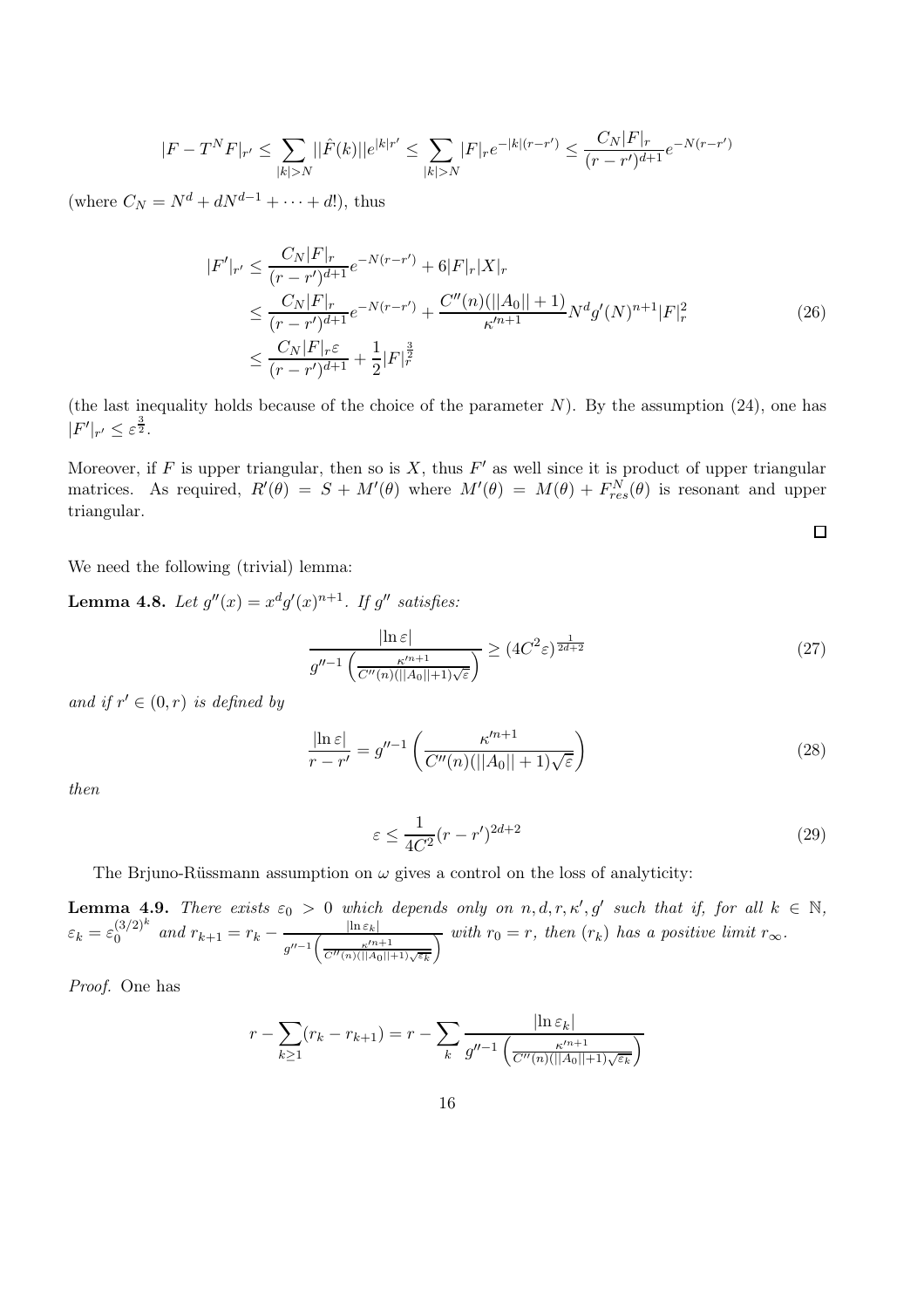$$|F - T^N F|_{r'} \leq \sum_{|k|>N} ||\hat{F}(k)||e^{|k|r'} \leq \sum_{|k|>N} |F|_r e^{-|k|(r-r')} \leq \frac{C_N |F|_r}{(r-r')^{d+1}} e^{-N(r-r')}$$

(where $C_N = N^d + dN^{d-1} + \cdots + d!$), thus

$$\begin{aligned}
|F'|_{r'} &\leq \frac{C_N |F|_r}{(r-r')^{d+1}} e^{-N(r-r')} + 6|F|_r |X|_r \\
&\leq \frac{C_N |F|_r}{(r-r')^{d+1}} e^{-N(r-r')} + \frac{C''(n)(||A_0||+1)}{\kappa'^{n+1}} N^d g'(N)^{n+1} |F|_r^2 \\
&\leq \frac{C_N |F|_r \varepsilon}{(r-r')^{d+1}} + \frac{1}{2}|F|_r^{\frac{3}{2}}
\end{aligned} \tag{26}$$

(the last inequality holds because of the choice of the parameter $N$). By the assumption (24), one has $|F'|_{r'} \leq \varepsilon^{\frac{3}{2}}$.

Moreover, if $F$ is upper triangular, then so is $X$, thus $F'$ as well since it is product of upper triangular matrices. As required, $R'(\theta) = S + M'(\theta)$ where $M'(\theta) = M(\theta) + F^N_{res}(\theta)$ is resonant and upper triangular.

□

We need the following (trivial) lemma:

**Lemma 4.8.** *Let $g''(x) = x^d g'(x)^{n+1}$. If $g''$ satisfies:*

$$\frac{|\ln \varepsilon|}{g''^{-1}\left(\frac{\kappa'^{n+1}}{C''(n)(||A_0||+1)\sqrt{\varepsilon}}\right)} \geq (4C^2\varepsilon)^{\frac{1}{2d+2}} \tag{27}$$

*and if $r' \in (0, r)$ is defined by*

$$\frac{|\ln \varepsilon|}{r - r'} = g''^{-1}\left(\frac{\kappa'^{n+1}}{C''(n)(||A_0||+1)\sqrt{\varepsilon}}\right) \tag{28}$$

*then*

$$\varepsilon \leq \frac{1}{4C^2}(r - r')^{2d+2} \tag{29}$$

The Brjuno-Rüssmann assumption on $\omega$ gives a control on the loss of analyticity:

**Lemma 4.9.** *There exists $\varepsilon_0 > 0$ which depends only on $n, d, r, \kappa', g'$ such that if, for all $k \in \mathbb{N}$, $\varepsilon_k = \varepsilon_0^{(3/2)^k}$ and $r_{k+1} = r_k - \frac{|\ln \varepsilon_k|}{g''^{-1}\left(\frac{\kappa'^{n+1}}{C''(n)(||A_0||+1)\sqrt{\varepsilon_k}}\right)}$ with $r_0 = r$, then $(r_k)$ has a positive limit $r_\infty$.*

*Proof.* One has

$$r - \sum_{k \geq 1}(r_k - r_{k+1}) = r - \sum_k \frac{|\ln \varepsilon_k|}{g''^{-1}\left(\frac{\kappa'^{n+1}}{C''(n)(||A_0||+1)\sqrt{\varepsilon_k}}\right)}$$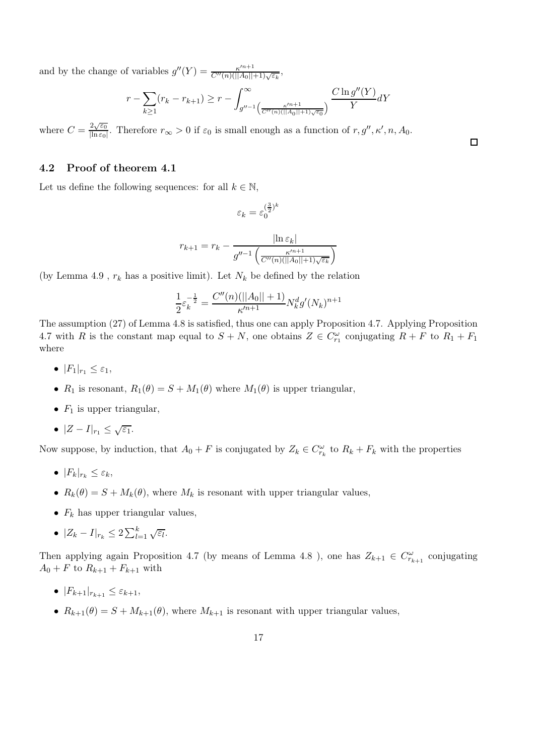and by the change of variables $g''(Y) = \frac{\kappa'^{n+1}}{C''(n)(||A_0||+1)\sqrt{\varepsilon_k}}$,

$$r - \sum_{k\geq 1}(r_k - r_{k+1}) \geq r - \int_{g''^{-1}\left(\frac{\kappa'^{n+1}}{C''(n)(||A_0||+1)\sqrt{\varepsilon_0}}\right)}^{\infty} \frac{C \ln g''(Y)}{Y} dY$$

where $C = \frac{2\sqrt{\varepsilon_0}}{|\ln \varepsilon_0|}$. Therefore $r_\infty > 0$ if $\varepsilon_0$ is small enough as a function of $r, g'', \kappa', n, A_0$.

□

### 4.2 Proof of theorem 4.1

Let us define the following sequences: for all $k \in \mathbb{N}$,

$$\varepsilon_k = \varepsilon_0^{(\frac{3}{2})^k}$$

$$r_{k+1} = r_k - \frac{|\ln \varepsilon_k|}{g''^{-1}\left(\frac{\kappa'^{n+1}}{C''(n)(||A_0||+1)\sqrt{\varepsilon_k}}\right)}$$

(by Lemma 4.9 , $r_k$ has a positive limit). Let $N_k$ be defined by the relation

$$\frac{1}{2}\varepsilon_k^{-\frac{1}{2}} = \frac{C''(n)(||A_0||+1)}{\kappa'^{n+1}} N_k^d g'(N_k)^{n+1}$$

The assumption (27) of Lemma 4.8 is satisfied, thus one can apply Proposition 4.7. Applying Proposition 4.7 with $R$ is the constant map equal to $S + N$, one obtains $Z \in C^\omega_{r_1}$ conjugating $R + F$ to $R_1 + F_1$ where

- $|F_1|_{r_1} \leq \varepsilon_1$,
- $R_1$ is resonant, $R_1(\theta) = S + M_1(\theta)$ where $M_1(\theta)$ is upper triangular,
- $F_1$ is upper triangular,
- $|Z - I|_{r_1} \leq \sqrt{\varepsilon_1}$.

Now suppose, by induction, that $A_0 + F$ is conjugated by $Z_k \in C^\omega_{r_k}$ to $R_k + F_k$ with the properties

- $|F_k|_{r_k} \leq \varepsilon_k$,
- $R_k(\theta) = S + M_k(\theta)$, where $M_k$ is resonant with upper triangular values,
- $F_k$ has upper triangular values,
- $|Z_k - I|_{r_k} \leq 2\sum_{l=1}^{k} \sqrt{\varepsilon_l}$.

Then applying again Proposition 4.7 (by means of Lemma 4.8 ), one has $Z_{k+1} \in C^\omega_{r_{k+1}}$ conjugating $A_0 + F$ to $R_{k+1} + F_{k+1}$ with

- $|F_{k+1}|_{r_{k+1}} \leq \varepsilon_{k+1}$,
- $R_{k+1}(\theta) = S + M_{k+1}(\theta)$, where $M_{k+1}$ is resonant with upper triangular values,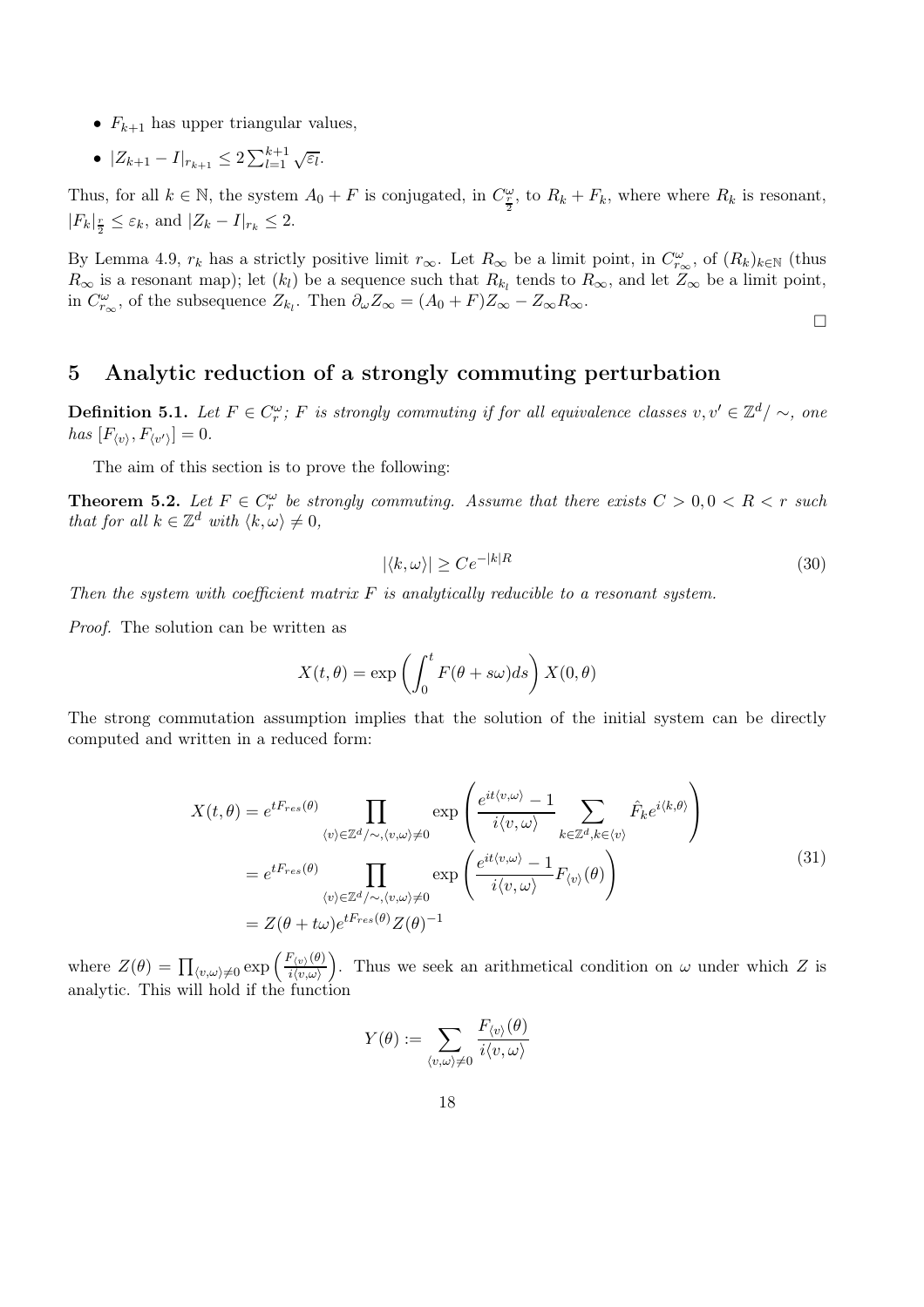- $F_{k+1}$ has upper triangular values,
- $|Z_{k+1} - I|_{r_{k+1}} \leq 2\sum_{l=1}^{k+1} \sqrt{\varepsilon_l}$.

Thus, for all $k \in \mathbb{N}$, the system $A_0 + F$ is conjugated, in $C^{\omega}_{\frac{r}{2}}$, to $R_k + F_k$, where where $R_k$ is resonant, $|F_k|_{\frac{r}{2}} \leq \varepsilon_k$, and $|Z_k - I|_{r_k} \leq 2$.

By Lemma 4.9, $r_k$ has a strictly positive limit $r_\infty$. Let $R_\infty$ be a limit point, in $C^{\omega}_{r_\infty}$, of $(R_k)_{k\in\mathbb{N}}$ (thus $R_\infty$ is a resonant map); let $(k_l)$ be a sequence such that $R_{k_l}$ tends to $R_\infty$, and let $Z_\infty$ be a limit point, in $C^{\omega}_{r_\infty}$, of the subsequence $Z_{k_l}$. Then $\partial_\omega Z_\infty = (A_0 + F)Z_\infty - Z_\infty R_\infty$.

□

## 5 Analytic reduction of a strongly commuting perturbation

**Definition 5.1.** *Let $F \in C^{\omega}_r$; $F$ is strongly commuting if for all equivalence classes $v, v' \in \mathbb{Z}^d/\sim$, one has $[F_{\langle v\rangle}, F_{\langle v'\rangle}] = 0$.*

The aim of this section is to prove the following:

**Theorem 5.2.** *Let $F \in C^{\omega}_r$ be strongly commuting. Assume that there exists $C > 0, 0 < R < r$ such that for all $k \in \mathbb{Z}^d$ with $\langle k, \omega\rangle \neq 0$,*

$$|\langle k, \omega\rangle| \geq Ce^{-|k|R} \tag{30}$$

*Then the system with coefficient matrix $F$ is analytically reducible to a resonant system.*

*Proof.* The solution can be written as

$$X(t,\theta) = \exp\left(\int_0^t F(\theta + s\omega)ds\right) X(0,\theta)$$

The strong commutation assumption implies that the solution of the initial system can be directly computed and written in a reduced form:

$$\begin{aligned}
X(t,\theta) &= e^{tF_{res}(\theta)} \prod_{\langle v\rangle\in\mathbb{Z}^d/\sim, \langle v,\omega\rangle\neq 0} \exp\left(\frac{e^{it\langle v,\omega\rangle} - 1}{i\langle v,\omega\rangle} \sum_{k\in\mathbb{Z}^d, k\in\langle v\rangle} \hat{F}_k e^{i\langle k,\theta\rangle}\right) \\
&= e^{tF_{res}(\theta)} \prod_{\langle v\rangle\in\mathbb{Z}^d/\sim, \langle v,\omega\rangle\neq 0} \exp\left(\frac{e^{it\langle v,\omega\rangle} - 1}{i\langle v,\omega\rangle} F_{\langle v\rangle}(\theta)\right) \\
&= Z(\theta + t\omega)e^{tF_{res}(\theta)} Z(\theta)^{-1}
\end{aligned} \tag{31}$$

where $Z(\theta) = \prod_{\langle v,\omega\rangle\neq 0} \exp\left(\frac{F_{\langle v\rangle}(\theta)}{i\langle v,\omega\rangle}\right)$. Thus we seek an arithmetical condition on $\omega$ under which $Z$ is analytic. This will hold if the function

$$Y(\theta) := \sum_{\langle v,\omega\rangle\neq 0} \frac{F_{\langle v\rangle}(\theta)}{i\langle v,\omega\rangle}$$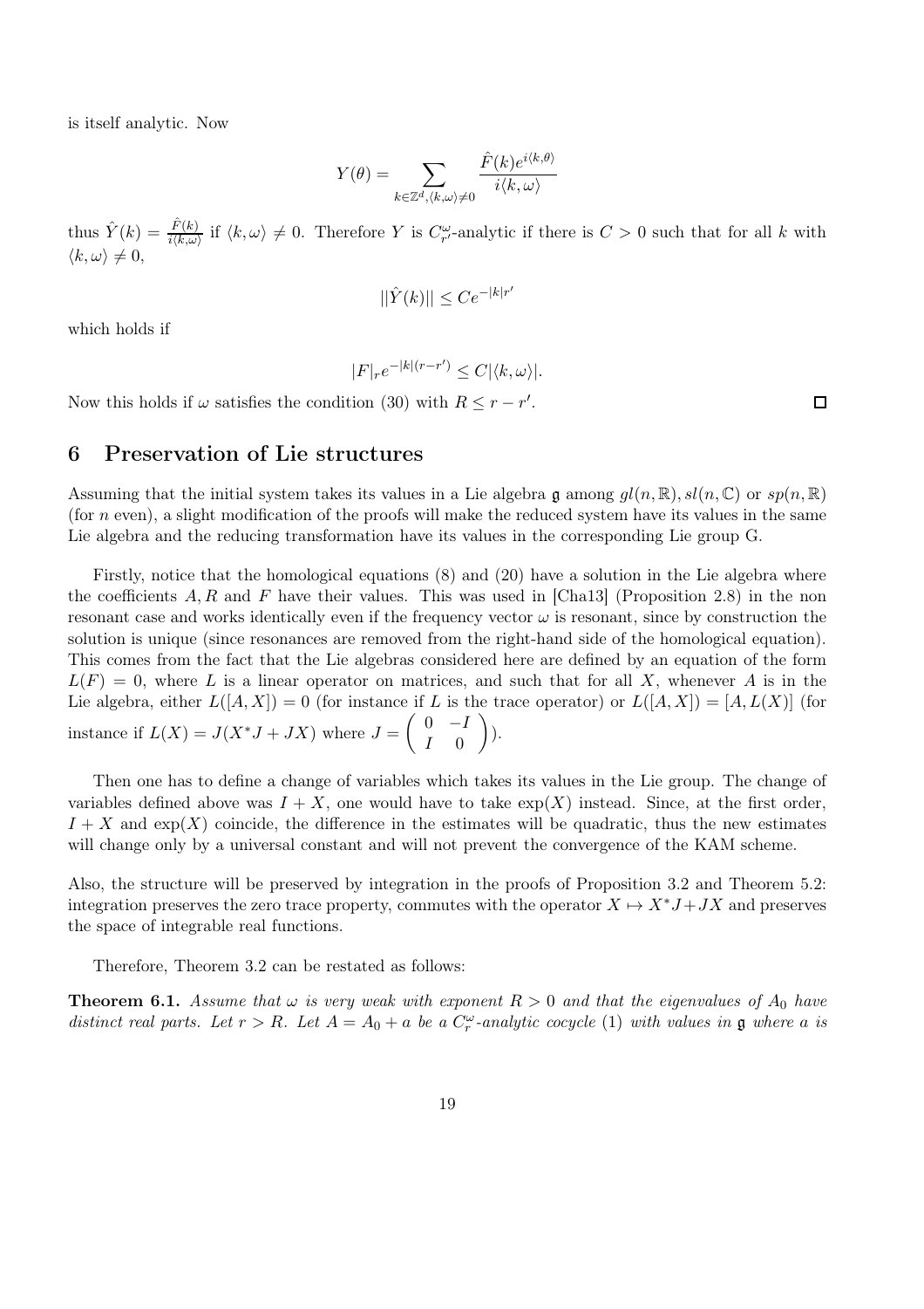is itself analytic. Now

$$Y(\theta) = \sum_{k\in\mathbb{Z}^d, \langle k,\omega\rangle \neq 0} \frac{\hat{F}(k)e^{i\langle k,\theta\rangle}}{i\langle k,\omega\rangle}$$

thus $\hat{Y}(k) = \frac{\hat{F}(k)}{i\langle k,\omega\rangle}$ if $\langle k,\omega\rangle \neq 0$. Therefore $Y$ is $C^{\omega}_{r'}$-analytic if there is $C > 0$ such that for all $k$ with $\langle k,\omega\rangle \neq 0$,

$$||\hat{Y}(k)|| \leq Ce^{-|k|r'}$$

which holds if

$$|F|_r e^{-|k|(r-r')} \leq C|\langle k,\omega\rangle|.$$

Now this holds if $\omega$ satisfies the condition (30) with $R \leq r - r'$. $\square$

## 6 Preservation of Lie structures

Assuming that the initial system takes its values in a Lie algebra $\mathfrak{g}$ among $gl(n,\mathbb{R}), sl(n,\mathbb{C})$ or $sp(n,\mathbb{R})$ (for $n$ even), a slight modification of the proofs will make the reduced system have its values in the same Lie algebra and the reducing transformation have its values in the corresponding Lie group G.

Firstly, notice that the homological equations (8) and (20) have a solution in the Lie algebra where the coefficients $A, R$ and $F$ have their values. This was used in [Cha13] (Proposition 2.8) in the non resonant case and works identically even if the frequency vector $\omega$ is resonant, since by construction the solution is unique (since resonances are removed from the right-hand side of the homological equation). This comes from the fact that the Lie algebras considered here are defined by an equation of the form $L(F) = 0$, where $L$ is a linear operator on matrices, and such that for all $X$, whenever $A$ is in the Lie algebra, either $L([A,X]) = 0$ (for instance if $L$ is the trace operator) or $L([A,X]) = [A, L(X)]$ (for instance if $L(X) = J(X^*J + JX)$ where $J = \begin{pmatrix} 0 & -I \\ I & 0 \end{pmatrix}$).

Then one has to define a change of variables which takes its values in the Lie group. The change of variables defined above was $I + X$, one would have to take $\exp(X)$ instead. Since, at the first order, $I + X$ and $\exp(X)$ coincide, the difference in the estimates will be quadratic, thus the new estimates will change only by a universal constant and will not prevent the convergence of the KAM scheme.

Also, the structure will be preserved by integration in the proofs of Proposition 3.2 and Theorem 5.2: integration preserves the zero trace property, commutes with the operator $X \mapsto X^*J + JX$ and preserves the space of integrable real functions.

Therefore, Theorem 3.2 can be restated as follows:

**Theorem 6.1.** *Assume that $\omega$ is very weak with exponent $R > 0$ and that the eigenvalues of $A_0$ have distinct real parts. Let $r > R$. Let $A = A_0 + a$ be a $C^{\omega}_r$-analytic cocycle (1) with values in $\mathfrak{g}$ where $a$ is*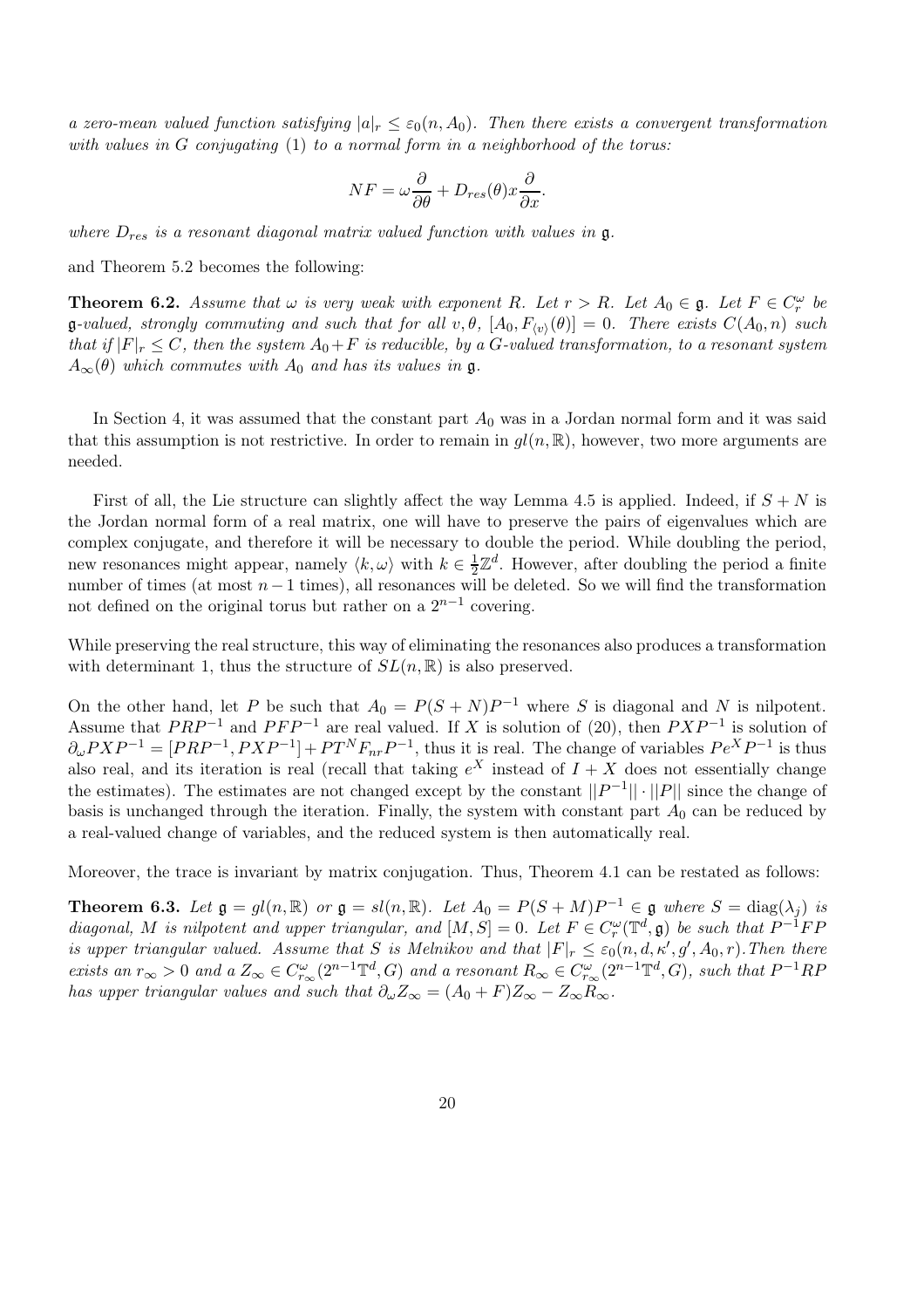*a zero-mean valued function satisfying $|a|_r \leq \varepsilon_0(n, A_0)$. Then there exists a convergent transformation with values in $G$ conjugating* (1) *to a normal form in a neighborhood of the torus:*

$$NF = \omega\frac{\partial}{\partial\theta} + D_{res}(\theta)x\frac{\partial}{\partial x}.$$

*where $D_{res}$ is a resonant diagonal matrix valued function with values in $\mathfrak{g}$.*

and Theorem 5.2 becomes the following:

**Theorem 6.2.** *Assume that $\omega$ is very weak with exponent $R$. Let $r > R$. Let $A_0 \in \mathfrak{g}$. Let $F \in C^\omega_r$ be $\mathfrak{g}$-valued, strongly commuting and such that for all $v, \theta$, $[A_0, F_{\langle v\rangle}(\theta)] = 0$. There exists $C(A_0, n)$ such that if $|F|_r \leq C$, then the system $A_0+F$ is reducible, by a $G$-valued transformation, to a resonant system $A_\infty(\theta)$ which commutes with $A_0$ and has its values in $\mathfrak{g}$.*

In Section 4, it was assumed that the constant part $A_0$ was in a Jordan normal form and it was said that this assumption is not restrictive. In order to remain in $gl(n,\mathbb{R})$, however, two more arguments are needed.

First of all, the Lie structure can slightly affect the way Lemma 4.5 is applied. Indeed, if $S + N$ is the Jordan normal form of a real matrix, one will have to preserve the pairs of eigenvalues which are complex conjugate, and therefore it will be necessary to double the period. While doubling the period, new resonances might appear, namely $\langle k, \omega\rangle$ with $k \in \frac{1}{2}\mathbb{Z}^d$. However, after doubling the period a finite number of times (at most $n-1$ times), all resonances will be deleted. So we will find the transformation not defined on the original torus but rather on a $2^{n-1}$ covering.

While preserving the real structure, this way of eliminating the resonances also produces a transformation with determinant 1, thus the structure of $SL(n,\mathbb{R})$ is also preserved.

On the other hand, let $P$ be such that $A_0 = P(S + N)P^{-1}$ where $S$ is diagonal and $N$ is nilpotent. Assume that $PRP^{-1}$ and $PFP^{-1}$ are real valued. If $X$ is solution of (20), then $PXP^{-1}$ is solution of $\partial_\omega PXP^{-1} = [PRP^{-1}, PXP^{-1}] + PT^N F_{nr}P^{-1}$, thus it is real. The change of variables $Pe^X P^{-1}$ is thus also real, and its iteration is real (recall that taking $e^X$ instead of $I + X$ does not essentially change the estimates). The estimates are not changed except by the constant $||P^{-1}|| \cdot ||P||$ since the change of basis is unchanged through the iteration. Finally, the system with constant part $A_0$ can be reduced by a real-valued change of variables, and the reduced system is then automatically real.

Moreover, the trace is invariant by matrix conjugation. Thus, Theorem 4.1 can be restated as follows:

**Theorem 6.3.** *Let $\mathfrak{g} = gl(n,\mathbb{R})$ or $\mathfrak{g} = sl(n,\mathbb{R})$. Let $A_0 = P(S+M)P^{-1} \in \mathfrak{g}$ where $S = \mathrm{diag}(\lambda_j)$ is diagonal, $M$ is nilpotent and upper triangular, and $[M, S] = 0$. Let $F \in C^\omega_r(\mathbb{T}^d, \mathfrak{g})$ be such that $P^{-1}FP$ is upper triangular valued. Assume that $S$ is Melnikov and that $|F|_r \leq \varepsilon_0(n, d, \kappa', g', A_0, r)$. Then there exists an $r_\infty > 0$ and a $Z_\infty \in C^\omega_{r_\infty}(2^{n-1}\mathbb{T}^d, G)$ and a resonant $R_\infty \in C^\omega_{r_\infty}(2^{n-1}\mathbb{T}^d, G)$, such that $P^{-1}RP$ has upper triangular values and such that $\partial_\omega Z_\infty = (A_0 + F)Z_\infty - Z_\infty R_\infty$.*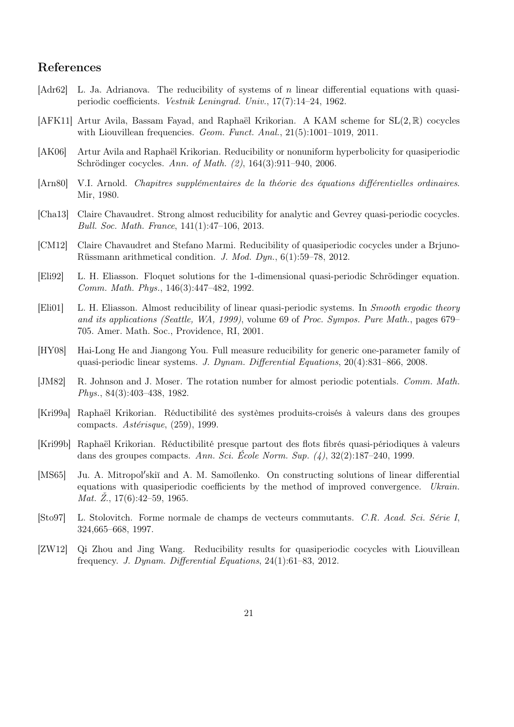## References

[Adr62] L. Ja. Adrianova. The reducibility of systems of $n$ linear differential equations with quasi-periodic coefficients. *Vestnik Leningrad. Univ.*, 17(7):14–24, 1962.

[AFK11] Artur Avila, Bassam Fayad, and Raphaël Krikorian. A KAM scheme for $\mathrm{SL}(2, \mathbb{R})$ cocycles with Liouvillean frequencies. *Geom. Funct. Anal.*, 21(5):1001–1019, 2011.

[AK06] Artur Avila and Raphaël Krikorian. Reducibility or nonuniform hyperbolicity for quasiperiodic Schrödinger cocycles. *Ann. of Math. (2)*, 164(3):911–940, 2006.

[Arn80] V.I. Arnold. *Chapitres supplémentaires de la théorie des équations différentielles ordinaires*. Mir, 1980.

[Cha13] Claire Chavaudret. Strong almost reducibility for analytic and Gevrey quasi-periodic cocycles. *Bull. Soc. Math. France*, 141(1):47–106, 2013.

[CM12] Claire Chavaudret and Stefano Marmi. Reducibility of quasiperiodic cocycles under a Brjuno-Rüssmann arithmetical condition. *J. Mod. Dyn.*, 6(1):59–78, 2012.

[Eli92] L. H. Eliasson. Floquet solutions for the 1-dimensional quasi-periodic Schrödinger equation. *Comm. Math. Phys.*, 146(3):447–482, 1992.

[Eli01] L. H. Eliasson. Almost reducibility of linear quasi-periodic systems. In *Smooth ergodic theory and its applications (Seattle, WA, 1999)*, volume 69 of *Proc. Sympos. Pure Math.*, pages 679–705. Amer. Math. Soc., Providence, RI, 2001.

[HY08] Hai-Long He and Jiangong You. Full measure reducibility for generic one-parameter family of quasi-periodic linear systems. *J. Dynam. Differential Equations*, 20(4):831–866, 2008.

[JM82] R. Johnson and J. Moser. The rotation number for almost periodic potentials. *Comm. Math. Phys.*, 84(3):403–438, 1982.

[Kri99a] Raphaël Krikorian. Réductibilité des systèmes produits-croisés à valeurs dans des groupes compacts. *Astérisque*, (259), 1999.

[Kri99b] Raphaël Krikorian. Réductibilité presque partout des flots fibrés quasi-périodiques à valeurs dans des groupes compacts. *Ann. Sci. École Norm. Sup. (4)*, 32(2):187–240, 1999.

[MS65] Ju. A. Mitropol′skiĭ and A. M. Samoĭlenko. On constructing solutions of linear differential equations with quasiperiodic coefficients by the method of improved convergence. *Ukrain. Mat. Ž.*, 17(6):42–59, 1965.

[Sto97] L. Stolovitch. Forme normale de champs de vecteurs commutants. *C.R. Acad. Sci. Série I*, 324,665–668, 1997.

[ZW12] Qi Zhou and Jing Wang. Reducibility results for quasiperiodic cocycles with Liouvillean frequency. *J. Dynam. Differential Equations*, 24(1):61–83, 2012.